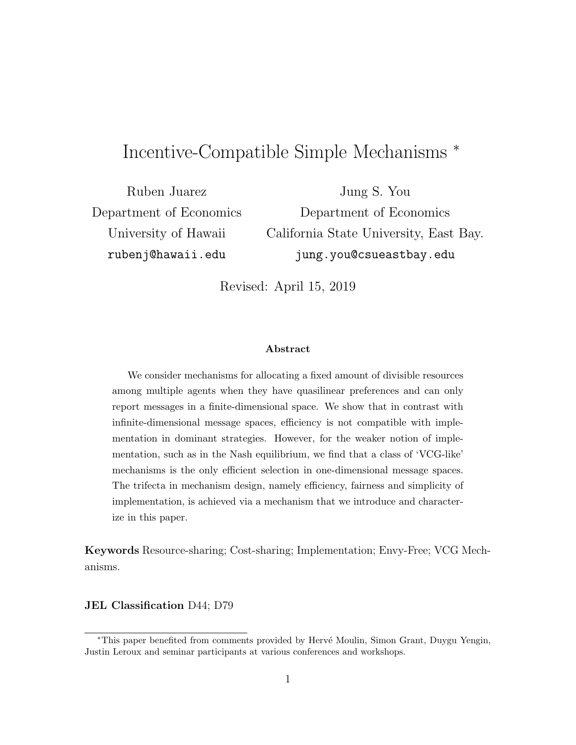# Incentive-Compatible Simple Mechanisms [*]

Ruben Juarez
Department of Economics
University of Hawaii
rubenj@hawaii.edu

Jung S. You
Department of Economics
California State University, East Bay.
jung.you@csueastbay.edu

Revised: April 15, 2019

**Abstract**

We consider mechanisms for allocating a fixed amount of divisible resources among multiple agents when they have quasilinear preferences and can only report messages in a finite-dimensional space. We show that in contrast with infinite-dimensional message spaces, efficiency is not compatible with implementation in dominant strategies. However, for the weaker notion of implementation, such as in the Nash equilibrium, we find that a class of 'VCG-like' mechanisms is the only efficient selection in one-dimensional message spaces. The trifecta in mechanism design, namely efficiency, fairness and simplicity of implementation, is achieved via a mechanism that we introduce and characterize in this paper.

**Keywords** Resource-sharing; Cost-sharing; Implementation; Envy-Free; VCG Mechanisms.

**JEL Classification** D44; D79

[*]This paper benefited from comments provided by Hervé Moulin, Simon Grant, Duygu Yengin, Justin Leroux and seminar participants at various conferences and workshops.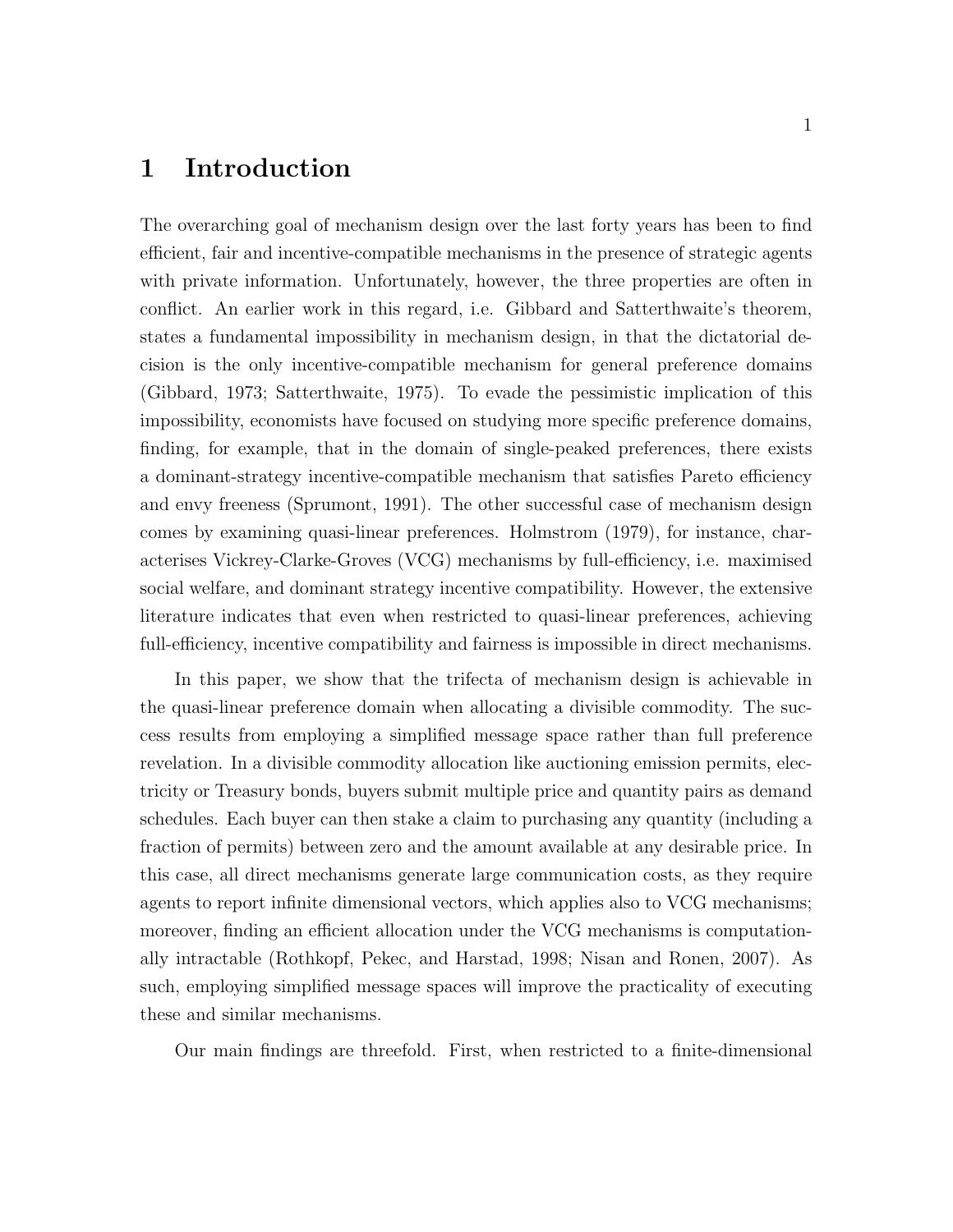# 1 Introduction

The overarching goal of mechanism design over the last forty years has been to find efficient, fair and incentive-compatible mechanisms in the presence of strategic agents with private information. Unfortunately, however, the three properties are often in conflict. An earlier work in this regard, i.e. Gibbard and Satterthwaite's theorem, states a fundamental impossibility in mechanism design, in that the dictatorial decision is the only incentive-compatible mechanism for general preference domains (Gibbard, 1973; Satterthwaite, 1975). To evade the pessimistic implication of this impossibility, economists have focused on studying more specific preference domains, finding, for example, that in the domain of single-peaked preferences, there exists a dominant-strategy incentive-compatible mechanism that satisfies Pareto efficiency and envy freeness (Sprumont, 1991). The other successful case of mechanism design comes by examining quasi-linear preferences. Holmstrom (1979), for instance, characterises Vickrey-Clarke-Groves (VCG) mechanisms by full-efficiency, i.e. maximised social welfare, and dominant strategy incentive compatibility. However, the extensive literature indicates that even when restricted to quasi-linear preferences, achieving full-efficiency, incentive compatibility and fairness is impossible in direct mechanisms.

In this paper, we show that the trifecta of mechanism design is achievable in the quasi-linear preference domain when allocating a divisible commodity. The success results from employing a simplified message space rather than full preference revelation. In a divisible commodity allocation like auctioning emission permits, electricity or Treasury bonds, buyers submit multiple price and quantity pairs as demand schedules. Each buyer can then stake a claim to purchasing any quantity (including a fraction of permits) between zero and the amount available at any desirable price. In this case, all direct mechanisms generate large communication costs, as they require agents to report infinite dimensional vectors, which applies also to VCG mechanisms; moreover, finding an efficient allocation under the VCG mechanisms is computationally intractable (Rothkopf, Pekec, and Harstad, 1998; Nisan and Ronen, 2007). As such, employing simplified message spaces will improve the practicality of executing these and similar mechanisms.

Our main findings are threefold. First, when restricted to a finite-dimensional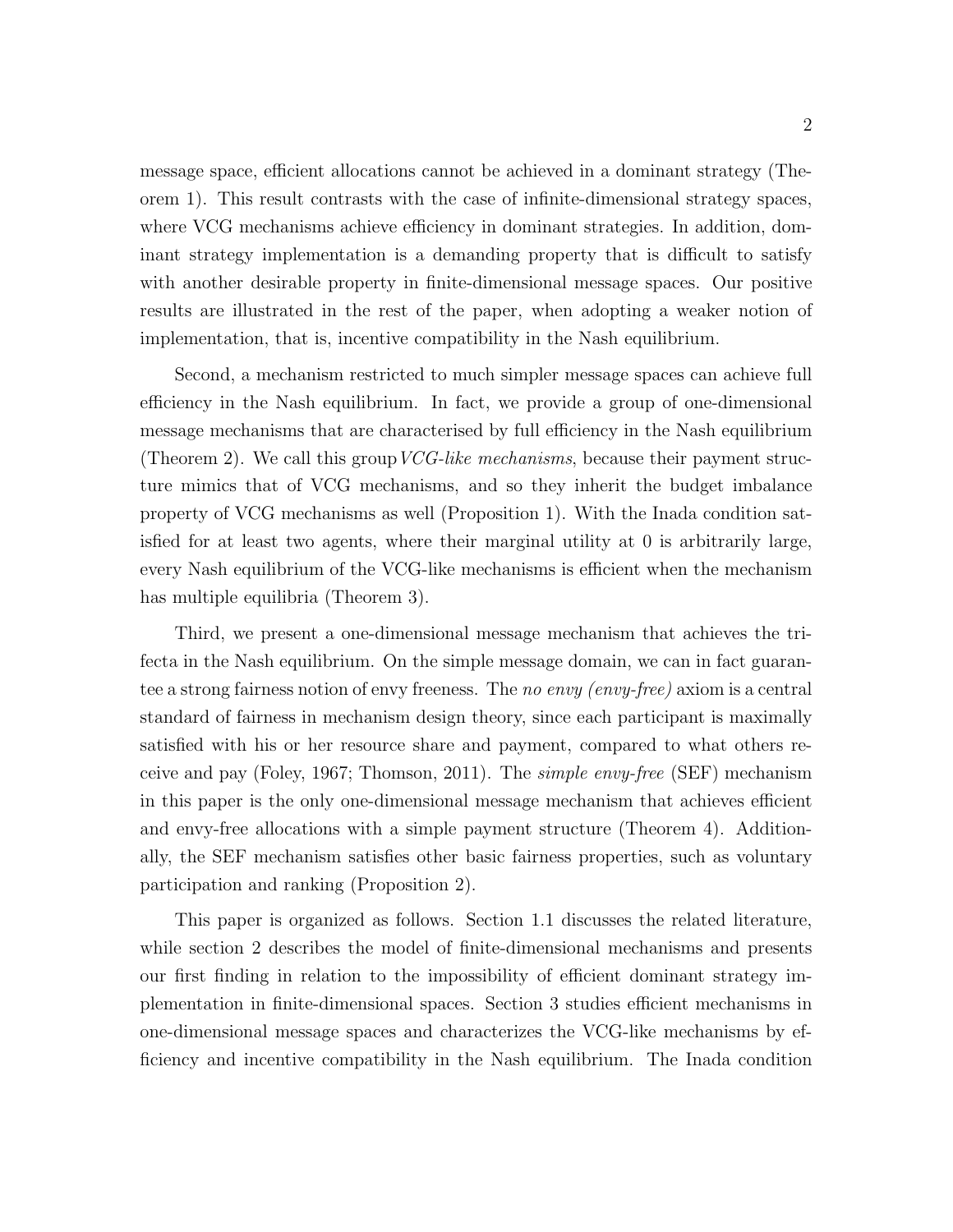message space, efficient allocations cannot be achieved in a dominant strategy (Theorem 1). This result contrasts with the case of infinite-dimensional strategy spaces, where VCG mechanisms achieve efficiency in dominant strategies. In addition, dominant strategy implementation is a demanding property that is difficult to satisfy with another desirable property in finite-dimensional message spaces. Our positive results are illustrated in the rest of the paper, when adopting a weaker notion of implementation, that is, incentive compatibility in the Nash equilibrium.

Second, a mechanism restricted to much simpler message spaces can achieve full efficiency in the Nash equilibrium. In fact, we provide a group of one-dimensional message mechanisms that are characterised by full efficiency in the Nash equilibrium (Theorem 2). We call this group *VCG-like mechanisms*, because their payment structure mimics that of VCG mechanisms, and so they inherit the budget imbalance property of VCG mechanisms as well (Proposition 1). With the Inada condition satisfied for at least two agents, where their marginal utility at 0 is arbitrarily large, every Nash equilibrium of the VCG-like mechanisms is efficient when the mechanism has multiple equilibria (Theorem 3).

Third, we present a one-dimensional message mechanism that achieves the trifecta in the Nash equilibrium. On the simple message domain, we can in fact guarantee a strong fairness notion of envy freeness. The *no envy (envy-free)* axiom is a central standard of fairness in mechanism design theory, since each participant is maximally satisfied with his or her resource share and payment, compared to what others receive and pay (Foley, 1967; Thomson, 2011). The *simple envy-free* (SEF) mechanism in this paper is the only one-dimensional message mechanism that achieves efficient and envy-free allocations with a simple payment structure (Theorem 4). Additionally, the SEF mechanism satisfies other basic fairness properties, such as voluntary participation and ranking (Proposition 2).

This paper is organized as follows. Section 1.1 discusses the related literature, while section 2 describes the model of finite-dimensional mechanisms and presents our first finding in relation to the impossibility of efficient dominant strategy implementation in finite-dimensional spaces. Section 3 studies efficient mechanisms in one-dimensional message spaces and characterizes the VCG-like mechanisms by efficiency and incentive compatibility in the Nash equilibrium. The Inada condition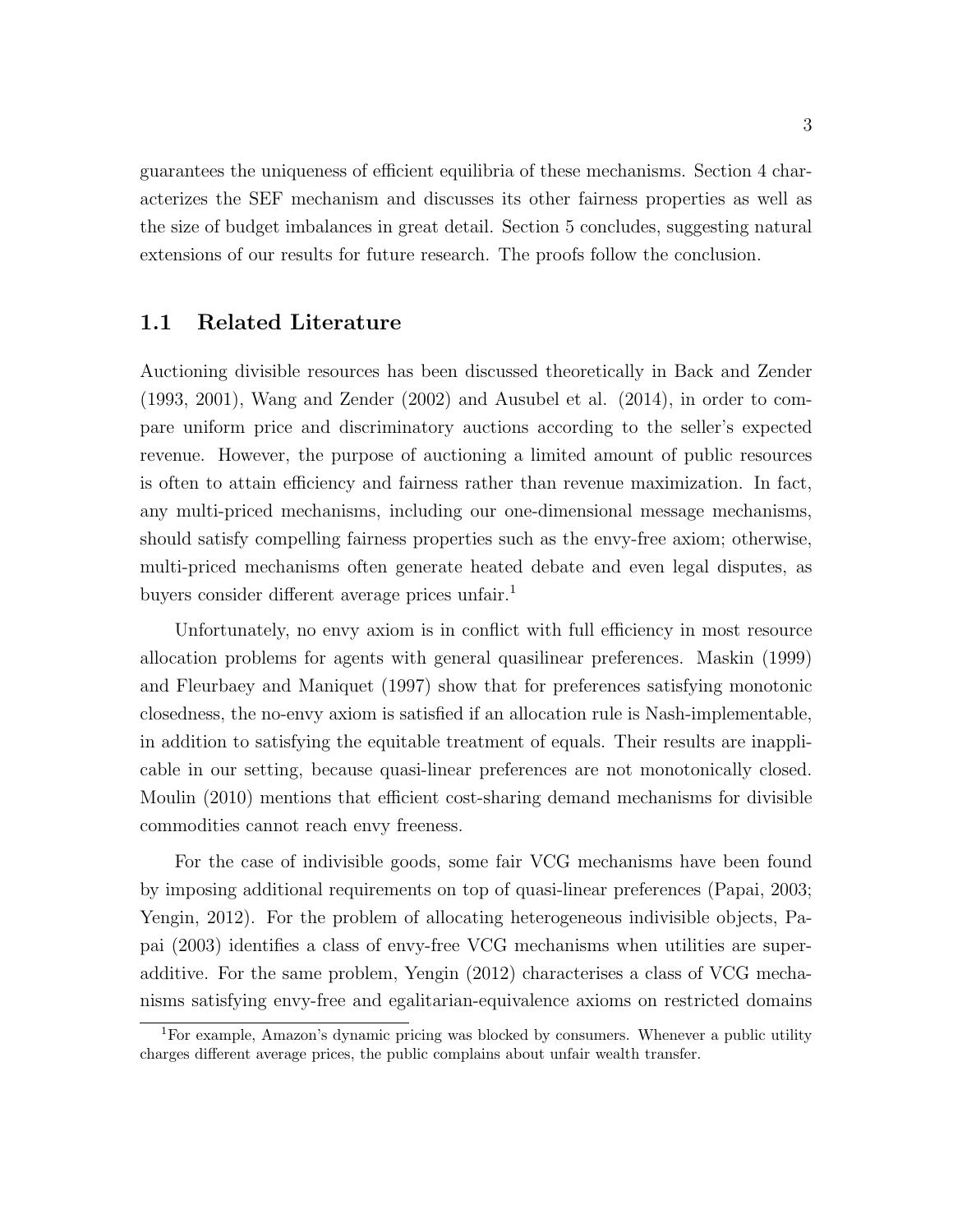guarantees the uniqueness of efficient equilibria of these mechanisms. Section 4 characterizes the SEF mechanism and discusses its other fairness properties as well as the size of budget imbalances in great detail. Section 5 concludes, suggesting natural extensions of our results for future research. The proofs follow the conclusion.

## 1.1 Related Literature

Auctioning divisible resources has been discussed theoretically in Back and Zender (1993, 2001), Wang and Zender (2002) and Ausubel et al. (2014), in order to compare uniform price and discriminatory auctions according to the seller's expected revenue. However, the purpose of auctioning a limited amount of public resources is often to attain efficiency and fairness rather than revenue maximization. In fact, any multi-priced mechanisms, including our one-dimensional message mechanisms, should satisfy compelling fairness properties such as the envy-free axiom; otherwise, multi-priced mechanisms often generate heated debate and even legal disputes, as buyers consider different average prices unfair.[1]

Unfortunately, no envy axiom is in conflict with full efficiency in most resource allocation problems for agents with general quasilinear preferences. Maskin (1999) and Fleurbaey and Maniquet (1997) show that for preferences satisfying monotonic closedness, the no-envy axiom is satisfied if an allocation rule is Nash-implementable, in addition to satisfying the equitable treatment of equals. Their results are inapplicable in our setting, because quasi-linear preferences are not monotonically closed. Moulin (2010) mentions that efficient cost-sharing demand mechanisms for divisible commodities cannot reach envy freeness.

For the case of indivisible goods, some fair VCG mechanisms have been found by imposing additional requirements on top of quasi-linear preferences (Papai, 2003; Yengin, 2012). For the problem of allocating heterogeneous indivisible objects, Papai (2003) identifies a class of envy-free VCG mechanisms when utilities are superadditive. For the same problem, Yengin (2012) characterises a class of VCG mechanisms satisfying envy-free and egalitarian-equivalence axioms on restricted domains

[1] For example, Amazon's dynamic pricing was blocked by consumers. Whenever a public utility charges different average prices, the public complains about unfair wealth transfer.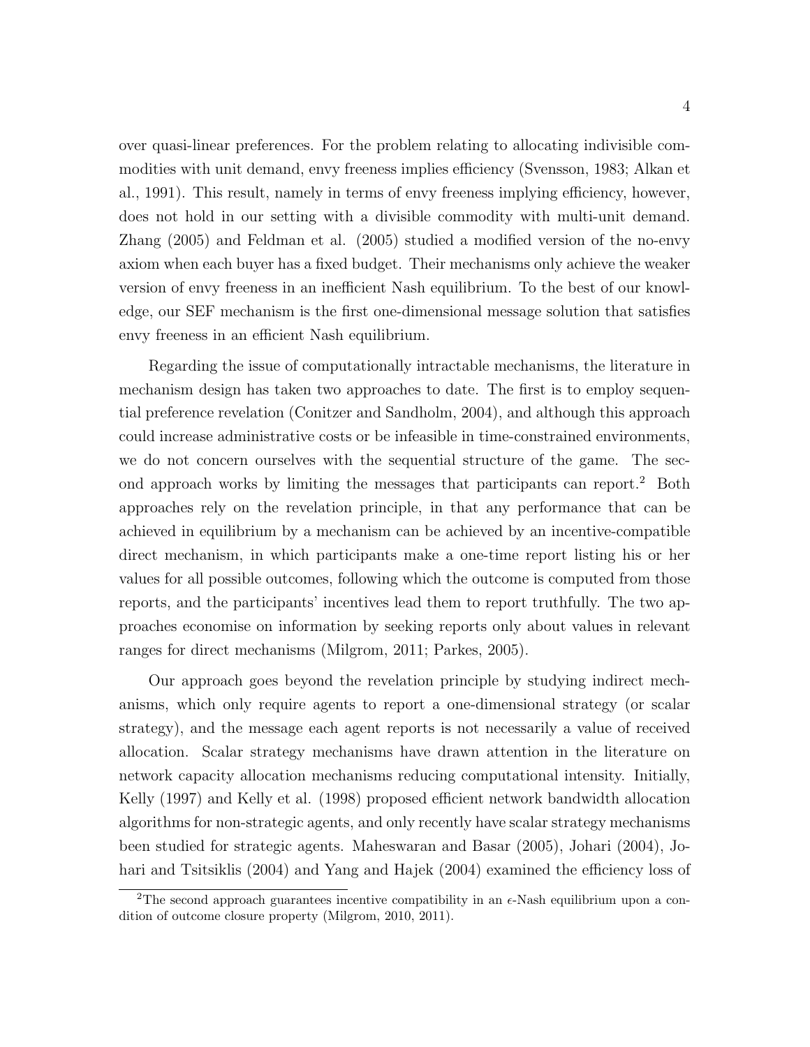over quasi-linear preferences. For the problem relating to allocating indivisible commodities with unit demand, envy freeness implies efficiency (Svensson, 1983; Alkan et al., 1991). This result, namely in terms of envy freeness implying efficiency, however, does not hold in our setting with a divisible commodity with multi-unit demand. Zhang (2005) and Feldman et al. (2005) studied a modified version of the no-envy axiom when each buyer has a fixed budget. Their mechanisms only achieve the weaker version of envy freeness in an inefficient Nash equilibrium. To the best of our knowledge, our SEF mechanism is the first one-dimensional message solution that satisfies envy freeness in an efficient Nash equilibrium.

Regarding the issue of computationally intractable mechanisms, the literature in mechanism design has taken two approaches to date. The first is to employ sequential preference revelation (Conitzer and Sandholm, 2004), and although this approach could increase administrative costs or be infeasible in time-constrained environments, we do not concern ourselves with the sequential structure of the game. The second approach works by limiting the messages that participants can report.[2] Both approaches rely on the revelation principle, in that any performance that can be achieved in equilibrium by a mechanism can be achieved by an incentive-compatible direct mechanism, in which participants make a one-time report listing his or her values for all possible outcomes, following which the outcome is computed from those reports, and the participants' incentives lead them to report truthfully. The two approaches economise on information by seeking reports only about values in relevant ranges for direct mechanisms (Milgrom, 2011; Parkes, 2005).

Our approach goes beyond the revelation principle by studying indirect mechanisms, which only require agents to report a one-dimensional strategy (or scalar strategy), and the message each agent reports is not necessarily a value of received allocation. Scalar strategy mechanisms have drawn attention in the literature on network capacity allocation mechanisms reducing computational intensity. Initially, Kelly (1997) and Kelly et al. (1998) proposed efficient network bandwidth allocation algorithms for non-strategic agents, and only recently have scalar strategy mechanisms been studied for strategic agents. Maheswaran and Basar (2005), Johari (2004), Johari and Tsitsiklis (2004) and Yang and Hajek (2004) examined the efficiency loss of

[2] The second approach guarantees incentive compatibility in an $\epsilon$-Nash equilibrium upon a condition of outcome closure property (Milgrom, 2010, 2011).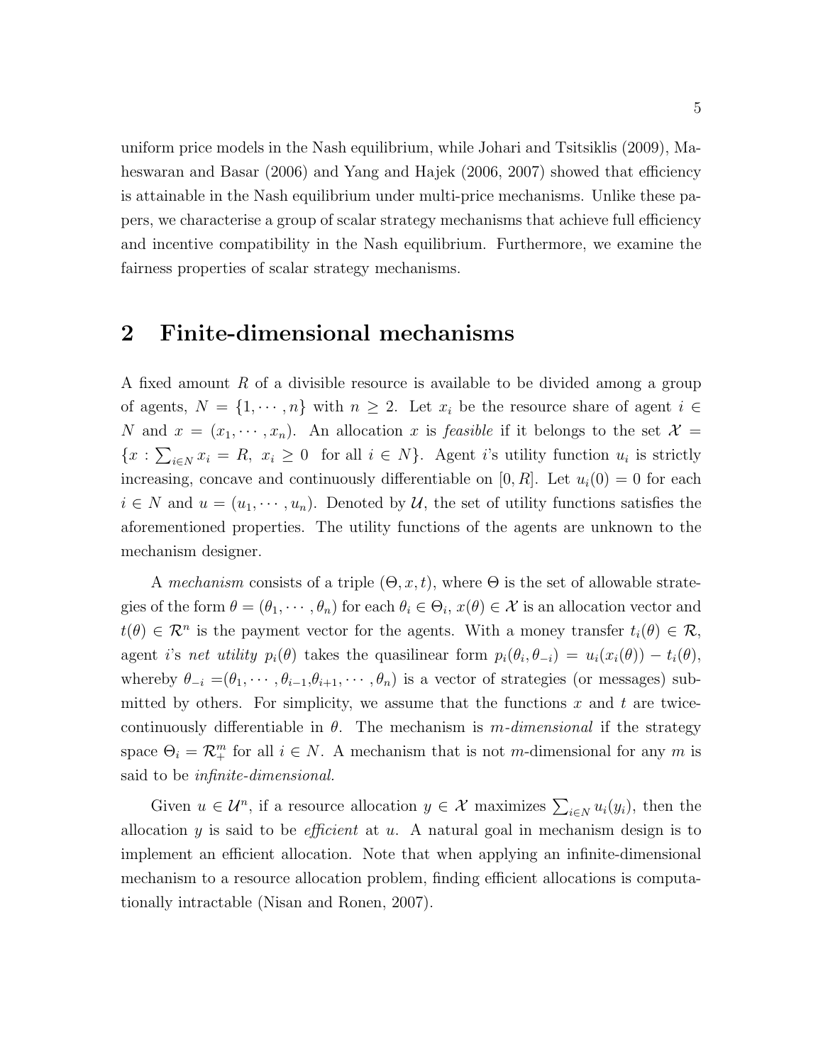uniform price models in the Nash equilibrium, while Johari and Tsitsiklis (2009), Maheswaran and Basar (2006) and Yang and Hajek (2006, 2007) showed that efficiency is attainable in the Nash equilibrium under multi-price mechanisms. Unlike these papers, we characterise a group of scalar strategy mechanisms that achieve full efficiency and incentive compatibility in the Nash equilibrium. Furthermore, we examine the fairness properties of scalar strategy mechanisms.

## 2 Finite-dimensional mechanisms

A fixed amount $R$ of a divisible resource is available to be divided among a group of agents, $N = \{1, \cdots, n\}$ with $n \geq 2$. Let $x_i$ be the resource share of agent $i \in N$ and $x = (x_1, \cdots, x_n)$. An allocation $x$ is *feasible* if it belongs to the set $\mathcal{X} = \{x : \sum_{i \in N} x_i = R, \; x_i \geq 0 \;\text{ for all } i \in N\}$. Agent $i$'s utility function $u_i$ is strictly increasing, concave and continuously differentiable on $[0, R]$. Let $u_i(0) = 0$ for each $i \in N$ and $u = (u_1, \cdots, u_n)$. Denoted by $\mathcal{U}$, the set of utility functions satisfies the aforementioned properties. The utility functions of the agents are unknown to the mechanism designer.

A *mechanism* consists of a triple $(\Theta, x, t)$, where $\Theta$ is the set of allowable strategies of the form $\theta = (\theta_1, \cdots, \theta_n)$ for each $\theta_i \in \Theta_i$, $x(\theta) \in \mathcal{X}$ is an allocation vector and $t(\theta) \in \mathcal{R}^n$ is the payment vector for the agents. With a money transfer $t_i(\theta) \in \mathcal{R}$, agent $i$'s *net utility* $p_i(\theta)$ takes the quasilinear form $p_i(\theta_i, \theta_{-i}) = u_i(x_i(\theta)) - t_i(\theta)$, whereby $\theta_{-i} = (\theta_1, \cdots, \theta_{i-1}, \theta_{i+1}, \cdots, \theta_n)$ is a vector of strategies (or messages) submitted by others. For simplicity, we assume that the functions $x$ and $t$ are twice-continuously differentiable in $\theta$. The mechanism is *$m$-dimensional* if the strategy space $\Theta_i = \mathcal{R}_+^m$ for all $i \in N$. A mechanism that is not $m$-dimensional for any $m$ is said to be *infinite-dimensional*.

Given $u \in \mathcal{U}^n$, if a resource allocation $y \in \mathcal{X}$ maximizes $\sum_{i \in N} u_i(y_i)$, then the allocation $y$ is said to be *efficient* at $u$. A natural goal in mechanism design is to implement an efficient allocation. Note that when applying an infinite-dimensional mechanism to a resource allocation problem, finding efficient allocations is computationally intractable (Nisan and Ronen, 2007).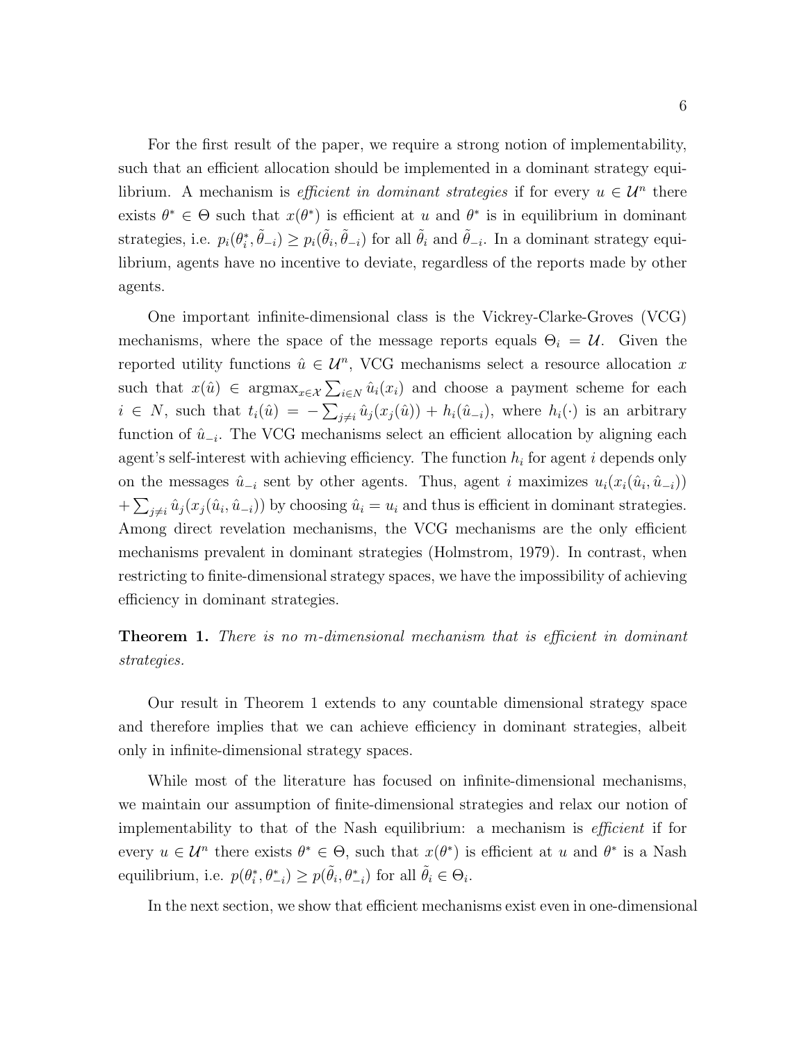For the first result of the paper, we require a strong notion of implementability, such that an efficient allocation should be implemented in a dominant strategy equilibrium. A mechanism is *efficient in dominant strategies* if for every $u \in \mathcal{U}^n$ there exists $\theta^* \in \Theta$ such that $x(\theta^*)$ is efficient at $u$ and $\theta^*$ is in equilibrium in dominant strategies, i.e. $p_i(\theta_i^*, \tilde{\theta}_{-i}) \geq p_i(\tilde{\theta}_i, \tilde{\theta}_{-i})$ for all $\tilde{\theta}_i$ and $\tilde{\theta}_{-i}$. In a dominant strategy equilibrium, agents have no incentive to deviate, regardless of the reports made by other agents.

One important infinite-dimensional class is the Vickrey-Clarke-Groves (VCG) mechanisms, where the space of the message reports equals $\Theta_i = \mathcal{U}$. Given the reported utility functions $\hat{u} \in \mathcal{U}^n$, VCG mechanisms select a resource allocation $x$ such that $x(\hat{u}) \in \text{argmax}_{x \in \mathcal{X}} \sum_{i \in N} \hat{u}_i(x_i)$ and choose a payment scheme for each $i \in N$, such that $t_i(\hat{u}) = -\sum_{j \neq i} \hat{u}_j(x_j(\hat{u})) + h_i(\hat{u}_{-i})$, where $h_i(\cdot)$ is an arbitrary function of $\hat{u}_{-i}$. The VCG mechanisms select an efficient allocation by aligning each agent's self-interest with achieving efficiency. The function $h_i$ for agent $i$ depends only on the messages $\hat{u}_{-i}$ sent by other agents. Thus, agent $i$ maximizes $u_i(x_i(\hat{u}_i, \hat{u}_{-i})) + \sum_{j \neq i} \hat{u}_j(x_j(\hat{u}_i, \hat{u}_{-i}))$ by choosing $\hat{u}_i = u_i$ and thus is efficient in dominant strategies. Among direct revelation mechanisms, the VCG mechanisms are the only efficient mechanisms prevalent in dominant strategies (Holmstrom, 1979). In contrast, when restricting to finite-dimensional strategy spaces, we have the impossibility of achieving efficiency in dominant strategies.

**Theorem 1.** *There is no $m$-dimensional mechanism that is efficient in dominant strategies.*

Our result in Theorem 1 extends to any countable dimensional strategy space and therefore implies that we can achieve efficiency in dominant strategies, albeit only in infinite-dimensional strategy spaces.

While most of the literature has focused on infinite-dimensional mechanisms, we maintain our assumption of finite-dimensional strategies and relax our notion of implementability to that of the Nash equilibrium: a mechanism is *efficient* if for every $u \in \mathcal{U}^n$ there exists $\theta^* \in \Theta$, such that $x(\theta^*)$ is efficient at $u$ and $\theta^*$ is a Nash equilibrium, i.e. $p(\theta_i^*, \theta_{-i}^*) \geq p(\tilde{\theta}_i, \theta_{-i}^*)$ for all $\tilde{\theta}_i \in \Theta_i$.

In the next section, we show that efficient mechanisms exist even in one-dimensional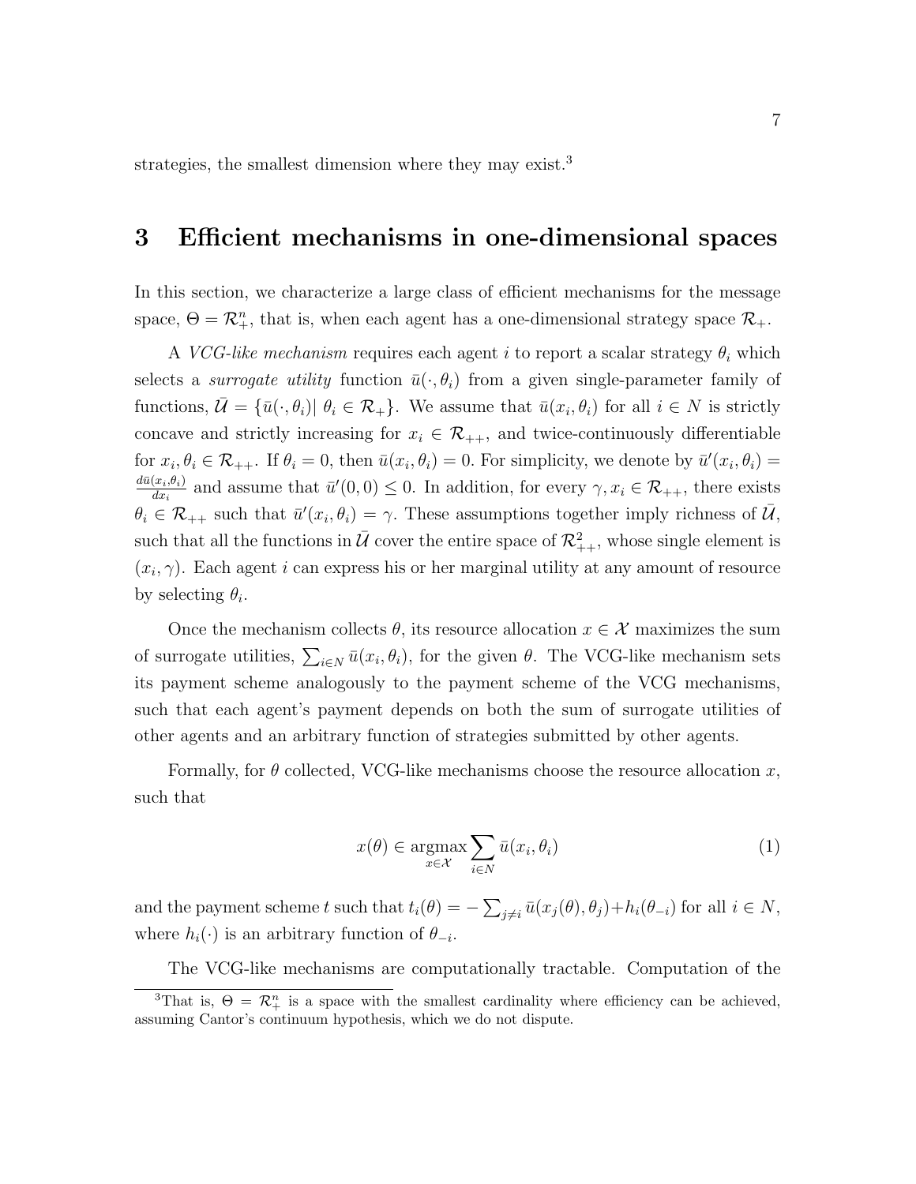strategies, the smallest dimension where they may exist.[3]

## 3 Efficient mechanisms in one-dimensional spaces

In this section, we characterize a large class of efficient mechanisms for the message space, $\Theta = \mathcal{R}_+^n$, that is, when each agent has a one-dimensional strategy space $\mathcal{R}_+$.

A *VCG-like mechanism* requires each agent $i$ to report a scalar strategy $\theta_i$ which selects a *surrogate utility* function $\bar{u}(\cdot, \theta_i)$ from a given single-parameter family of functions, $\bar{\mathcal{U}} = \{\bar{u}(\cdot, \theta_i) | \; \theta_i \in \mathcal{R}_+\}$. We assume that $\bar{u}(x_i, \theta_i)$ for all $i \in N$ is strictly concave and strictly increasing for $x_i \in \mathcal{R}_{++}$, and twice-continuously differentiable for $x_i, \theta_i \in \mathcal{R}_{++}$. If $\theta_i = 0$, then $\bar{u}(x_i, \theta_i) = 0$. For simplicity, we denote by $\bar{u}'(x_i, \theta_i) = \frac{d\bar{u}(x_i, \theta_i)}{dx_i}$ and assume that $\bar{u}'(0, 0) \leq 0$. In addition, for every $\gamma, x_i \in \mathcal{R}_{++}$, there exists $\theta_i \in \mathcal{R}_{++}$ such that $\bar{u}'(x_i, \theta_i) = \gamma$. These assumptions together imply richness of $\bar{\mathcal{U}}$, such that all the functions in $\bar{\mathcal{U}}$ cover the entire space of $\mathcal{R}_{++}^2$, whose single element is $(x_i, \gamma)$. Each agent $i$ can express his or her marginal utility at any amount of resource by selecting $\theta_i$.

Once the mechanism collects $\theta$, its resource allocation $x \in \mathcal{X}$ maximizes the sum of surrogate utilities, $\sum_{i \in N} \bar{u}(x_i, \theta_i)$, for the given $\theta$. The VCG-like mechanism sets its payment scheme analogously to the payment scheme of the VCG mechanisms, such that each agent's payment depends on both the sum of surrogate utilities of other agents and an arbitrary function of strategies submitted by other agents.

Formally, for $\theta$ collected, VCG-like mechanisms choose the resource allocation $x$, such that

$$x(\theta) \in \underset{x \in \mathcal{X}}{\operatorname{argmax}} \sum_{i \in N} \bar{u}(x_i, \theta_i) \tag{1}$$

and the payment scheme $t$ such that $t_i(\theta) = -\sum_{j \neq i} \bar{u}(x_j(\theta), \theta_j) + h_i(\theta_{-i})$ for all $i \in N$, where $h_i(\cdot)$ is an arbitrary function of $\theta_{-i}$.

The VCG-like mechanisms are computationally tractable. Computation of the

[3] That is, $\Theta = \mathcal{R}_+^n$ is a space with the smallest cardinality where efficiency can be achieved, assuming Cantor's continuum hypothesis, which we do not dispute.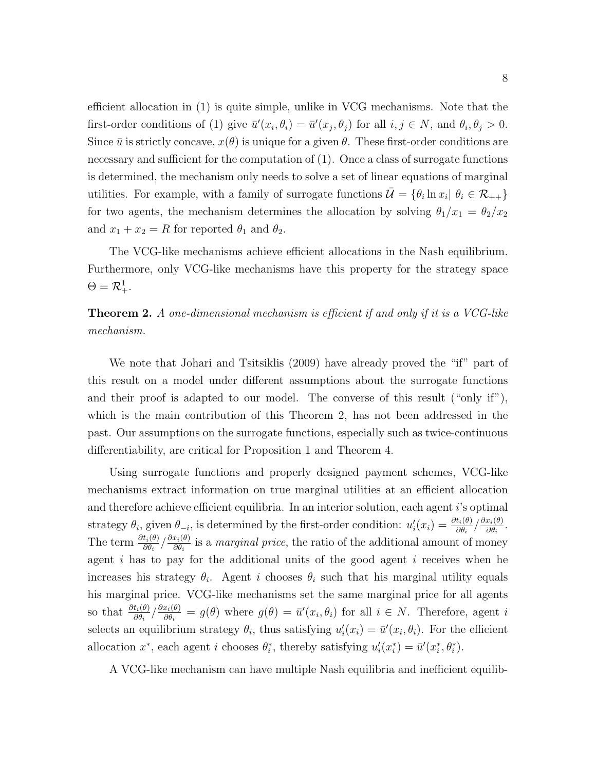efficient allocation in (1) is quite simple, unlike in VCG mechanisms. Note that the first-order conditions of (1) give $\bar{u}'(x_i, \theta_i) = \bar{u}'(x_j, \theta_j)$ for all $i, j \in N$, and $\theta_i, \theta_j > 0$. Since $\bar{u}$ is strictly concave, $x(\theta)$ is unique for a given $\theta$. These first-order conditions are necessary and sufficient for the computation of (1). Once a class of surrogate functions is determined, the mechanism only needs to solve a set of linear equations of marginal utilities. For example, with a family of surrogate functions $\bar{\mathcal{U}} = \{\theta_i \ln x_i | \; \theta_i \in \mathcal{R}_{++}\}$ for two agents, the mechanism determines the allocation by solving $\theta_1/x_1 = \theta_2/x_2$ and $x_1 + x_2 = R$ for reported $\theta_1$ and $\theta_2$.

The VCG-like mechanisms achieve efficient allocations in the Nash equilibrium. Furthermore, only VCG-like mechanisms have this property for the strategy space $\Theta = \mathcal{R}^1_+$.

**Theorem 2.** *A one-dimensional mechanism is efficient if and only if it is a VCG-like mechanism.*

We note that Johari and Tsitsiklis (2009) have already proved the "if" part of this result on a model under different assumptions about the surrogate functions and their proof is adapted to our model. The converse of this result ("only if"), which is the main contribution of this Theorem 2, has not been addressed in the past. Our assumptions on the surrogate functions, especially such as twice-continuous differentiability, are critical for Proposition 1 and Theorem 4.

Using surrogate functions and properly designed payment schemes, VCG-like mechanisms extract information on true marginal utilities at an efficient allocation and therefore achieve efficient equilibria. In an interior solution, each agent $i$'s optimal strategy $\theta_i$, given $\theta_{-i}$, is determined by the first-order condition: $u_i'(x_i) = \frac{\partial t_i(\theta)}{\partial \theta_i} / \frac{\partial x_i(\theta)}{\partial \theta_i}$. The term $\frac{\partial t_i(\theta)}{\partial \theta_i} / \frac{\partial x_i(\theta)}{\partial \theta_i}$ is a *marginal price*, the ratio of the additional amount of money agent $i$ has to pay for the additional units of the good agent $i$ receives when he increases his strategy $\theta_i$. Agent $i$ chooses $\theta_i$ such that his marginal utility equals his marginal price. VCG-like mechanisms set the same marginal price for all agents so that $\frac{\partial t_i(\theta)}{\partial \theta_i} / \frac{\partial x_i(\theta)}{\partial \theta_i} = g(\theta)$ where $g(\theta) = \bar{u}'(x_i, \theta_i)$ for all $i \in N$. Therefore, agent $i$ selects an equilibrium strategy $\theta_i$, thus satisfying $u_i'(x_i) = \bar{u}'(x_i, \theta_i)$. For the efficient allocation $x^*$, each agent $i$ chooses $\theta_i^*$, thereby satisfying $u_i'(x_i^*) = \bar{u}'(x_i^*, \theta_i^*)$.

A VCG-like mechanism can have multiple Nash equilibria and inefficient equilib-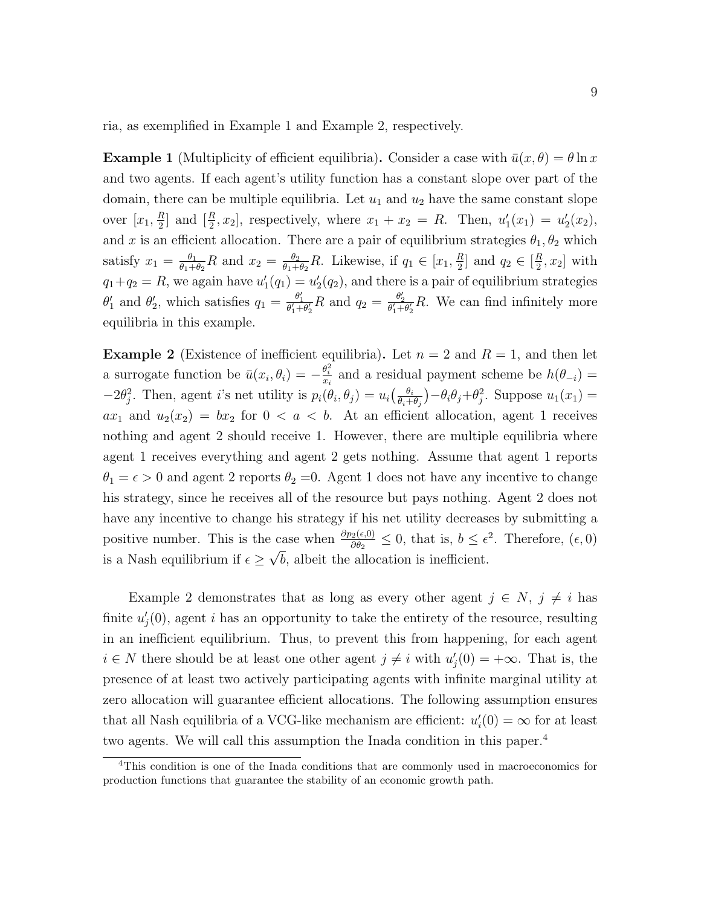ria, as exemplified in Example 1 and Example 2, respectively.

**Example 1** (Multiplicity of efficient equilibria)**.** Consider a case with $\bar{u}(x, \theta) = \theta \ln x$ and two agents. If each agent's utility function has a constant slope over part of the domain, there can be multiple equilibria. Let $u_1$ and $u_2$ have the same constant slope over $[x_1, \frac{R}{2}]$ and $[\frac{R}{2}, x_2]$, respectively, where $x_1 + x_2 = R$. Then, $u_1'(x_1) = u_2'(x_2)$, and $x$ is an efficient allocation. There are a pair of equilibrium strategies $\theta_1, \theta_2$ which satisfy $x_1 = \frac{\theta_1}{\theta_1+\theta_2}R$ and $x_2 = \frac{\theta_2}{\theta_1+\theta_2}R$. Likewise, if $q_1 \in [x_1, \frac{R}{2}]$ and $q_2 \in [\frac{R}{2}, x_2]$ with $q_1+q_2 = R$, we again have $u_1'(q_1) = u_2'(q_2)$, and there is a pair of equilibrium strategies $\theta_1'$ and $\theta_2'$, which satisfies $q_1 = \frac{\theta_1'}{\theta_1'+\theta_2'}R$ and $q_2 = \frac{\theta_2'}{\theta_1'+\theta_2'}R$. We can find infinitely more equilibria in this example.

**Example 2** (Existence of inefficient equilibria)**.** Let $n = 2$ and $R = 1$, and then let a surrogate function be $\bar{u}(x_i, \theta_i) = -\frac{\theta_i^2}{x_i}$ and a residual payment scheme be $h(\theta_{-i}) = -2\theta_j^2$. Then, agent $i$'s net utility is $p_i(\theta_i, \theta_j) = u_i\big(\frac{\theta_i}{\theta_i+\theta_j}\big) - \theta_i\theta_j + \theta_j^2$. Suppose $u_1(x_1) = ax_1$ and $u_2(x_2) = bx_2$ for $0 < a < b$. At an efficient allocation, agent 1 receives nothing and agent 2 should receive 1. However, there are multiple equilibria where agent 1 receives everything and agent 2 gets nothing. Assume that agent 1 reports $\theta_1 = \epsilon > 0$ and agent 2 reports $\theta_2 =0$. Agent 1 does not have any incentive to change his strategy, since he receives all of the resource but pays nothing. Agent 2 does not have any incentive to change his strategy if his net utility decreases by submitting a positive number. This is the case when $\frac{\partial p_2(\epsilon,0)}{\partial \theta_2} \leq 0$, that is, $b \leq \epsilon^2$. Therefore, $(\epsilon, 0)$ is a Nash equilibrium if $\epsilon \geq \sqrt{b}$, albeit the allocation is inefficient.

Example 2 demonstrates that as long as every other agent $j \in N$, $j \neq i$ has finite $u_j'(0)$, agent $i$ has an opportunity to take the entirety of the resource, resulting in an inefficient equilibrium. Thus, to prevent this from happening, for each agent $i \in N$ there should be at least one other agent $j \neq i$ with $u_j'(0) = +\infty$. That is, the presence of at least two actively participating agents with infinite marginal utility at zero allocation will guarantee efficient allocations. The following assumption ensures that all Nash equilibria of a VCG-like mechanism are efficient: $u_i'(0) = \infty$ for at least two agents. We will call this assumption the Inada condition in this paper.[4]

[4] This condition is one of the Inada conditions that are commonly used in macroeconomics for production functions that guarantee the stability of an economic growth path.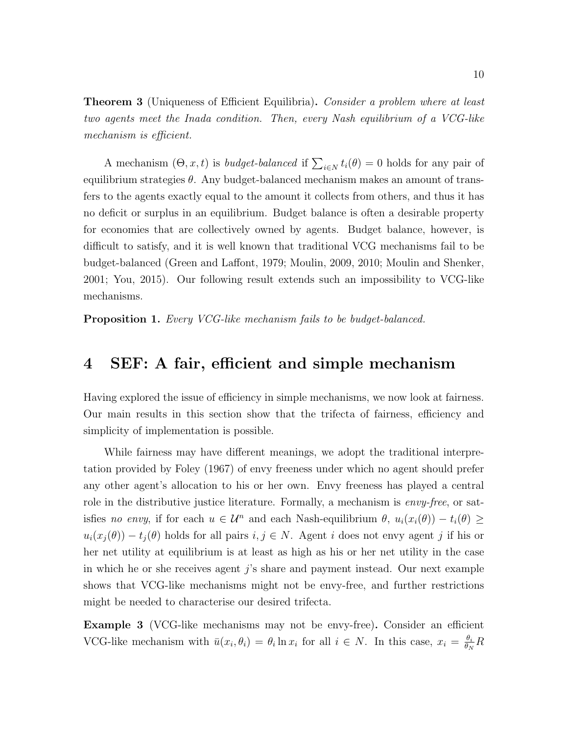**Theorem 3** (Uniqueness of Efficient Equilibria)**.** *Consider a problem where at least two agents meet the Inada condition. Then, every Nash equilibrium of a VCG-like mechanism is efficient.*

A mechanism $(\Theta, x, t)$ is *budget-balanced* if $\sum_{i \in N} t_i(\theta) = 0$ holds for any pair of equilibrium strategies $\theta$. Any budget-balanced mechanism makes an amount of transfers to the agents exactly equal to the amount it collects from others, and thus it has no deficit or surplus in an equilibrium. Budget balance is often a desirable property for economies that are collectively owned by agents. Budget balance, however, is difficult to satisfy, and it is well known that traditional VCG mechanisms fail to be budget-balanced (Green and Laffont, 1979; Moulin, 2009, 2010; Moulin and Shenker, 2001; You, 2015). Our following result extends such an impossibility to VCG-like mechanisms.

**Proposition 1.** *Every VCG-like mechanism fails to be budget-balanced.*

# 4 SEF: A fair, efficient and simple mechanism

Having explored the issue of efficiency in simple mechanisms, we now look at fairness. Our main results in this section show that the trifecta of fairness, efficiency and simplicity of implementation is possible.

While fairness may have different meanings, we adopt the traditional interpretation provided by Foley (1967) of envy freeness under which no agent should prefer any other agent's allocation to his or her own. Envy freeness has played a central role in the distributive justice literature. Formally, a mechanism is *envy-free*, or satisfies *no envy*, if for each $u \in \mathcal{U}^n$ and each Nash-equilibrium $\theta$, $u_i(x_i(\theta)) - t_i(\theta) \geq u_i(x_j(\theta)) - t_j(\theta)$ holds for all pairs $i, j \in N$. Agent $i$ does not envy agent $j$ if his or her net utility at equilibrium is at least as high as his or her net utility in the case in which he or she receives agent $j$'s share and payment instead. Our next example shows that VCG-like mechanisms might not be envy-free, and further restrictions might be needed to characterise our desired trifecta.

**Example 3** (VCG-like mechanisms may not be envy-free)**.** Consider an efficient VCG-like mechanism with $\bar{u}(x_i, \theta_i) = \theta_i \ln x_i$ for all $i \in N$. In this case, $x_i = \frac{\theta_i}{\theta_N} R$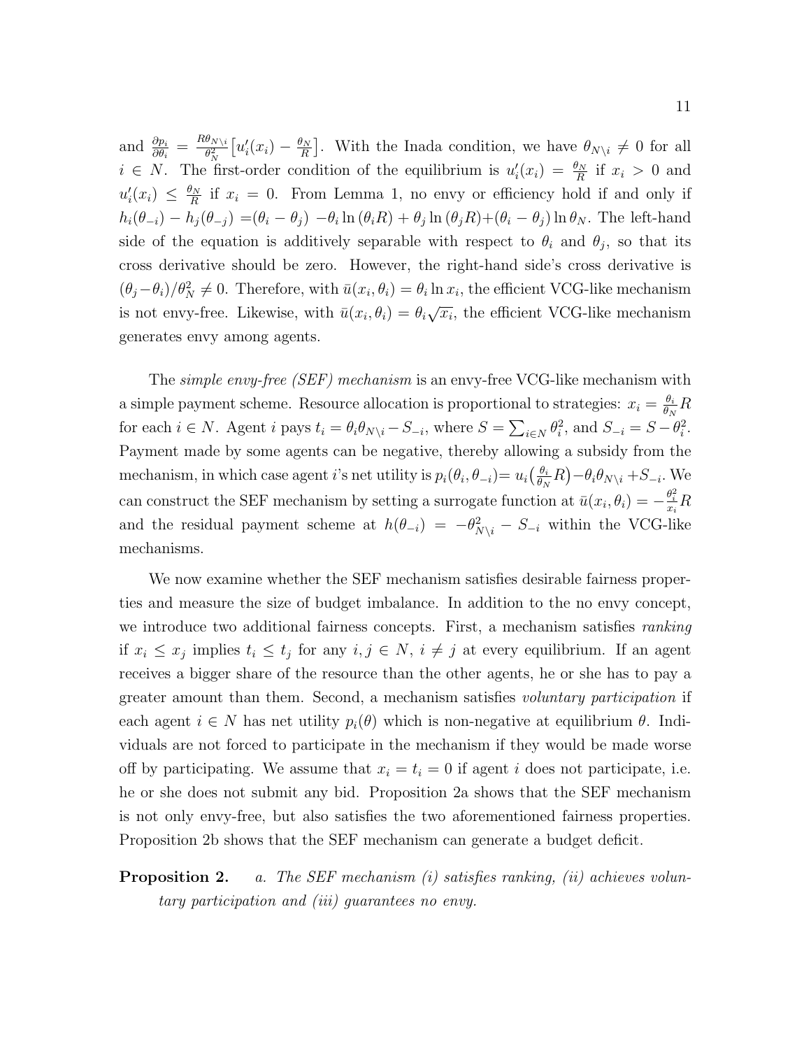and $\frac{\partial p_i}{\partial \theta_i} = \frac{R\theta_{N\setminus i}}{\theta_N^2}\big[u_i'(x_i) - \frac{\theta_N}{R}\big]$. With the Inada condition, we have $\theta_{N\setminus i} \neq 0$ for all $i \in N$. The first-order condition of the equilibrium is $u_i'(x_i) = \frac{\theta_N}{R}$ if $x_i > 0$ and $u_i'(x_i) \leq \frac{\theta_N}{R}$ if $x_i = 0$. From Lemma 1, no envy or efficiency hold if and only if $h_i(\theta_{-i}) - h_j(\theta_{-j}) = (\theta_i - \theta_j) - \theta_i \ln(\theta_i R) + \theta_j \ln(\theta_j R) + (\theta_i - \theta_j)\ln\theta_N$. The left-hand side of the equation is additively separable with respect to $\theta_i$ and $\theta_j$, so that its cross derivative should be zero. However, the right-hand side's cross derivative is $(\theta_j - \theta_i)/\theta_N^2 \neq 0$. Therefore, with $\bar{u}(x_i, \theta_i) = \theta_i \ln x_i$, the efficient VCG-like mechanism is not envy-free. Likewise, with $\bar{u}(x_i, \theta_i) = \theta_i\sqrt{x_i}$, the efficient VCG-like mechanism generates envy among agents.

The *simple envy-free (SEF) mechanism* is an envy-free VCG-like mechanism with a simple payment scheme. Resource allocation is proportional to strategies: $x_i = \frac{\theta_i}{\theta_N}R$ for each $i \in N$. Agent $i$ pays $t_i = \theta_i\theta_{N\setminus i} - S_{-i}$, where $S = \sum_{i \in N}\theta_i^2$, and $S_{-i} = S - \theta_i^2$. Payment made by some agents can be negative, thereby allowing a subsidy from the mechanism, in which case agent $i$'s net utility is $p_i(\theta_i, \theta_{-i}) = u_i\big(\frac{\theta_i}{\theta_N}R\big) - \theta_i\theta_{N\setminus i} + S_{-i}$. We can construct the SEF mechanism by setting a surrogate function at $\bar{u}(x_i, \theta_i) = -\frac{\theta_i^2}{x_i}R$ and the residual payment scheme at $h(\theta_{-i}) = -\theta_{N\setminus i}^2 - S_{-i}$ within the VCG-like mechanisms.

We now examine whether the SEF mechanism satisfies desirable fairness properties and measure the size of budget imbalance. In addition to the no envy concept, we introduce two additional fairness concepts. First, a mechanism satisfies *ranking* if $x_i \leq x_j$ implies $t_i \leq t_j$ for any $i, j \in N$, $i \neq j$ at every equilibrium. If an agent receives a bigger share of the resource than the other agents, he or she has to pay a greater amount than them. Second, a mechanism satisfies *voluntary participation* if each agent $i \in N$ has net utility $p_i(\theta)$ which is non-negative at equilibrium $\theta$. Individuals are not forced to participate in the mechanism if they would be made worse off by participating. We assume that $x_i = t_i = 0$ if agent $i$ does not participate, i.e. he or she does not submit any bid. Proposition 2a shows that the SEF mechanism is not only envy-free, but also satisfies the two aforementioned fairness properties. Proposition 2b shows that the SEF mechanism can generate a budget deficit.

**Proposition 2.** *a. The SEF mechanism (i) satisfies ranking, (ii) achieves voluntary participation and (iii) guarantees no envy.*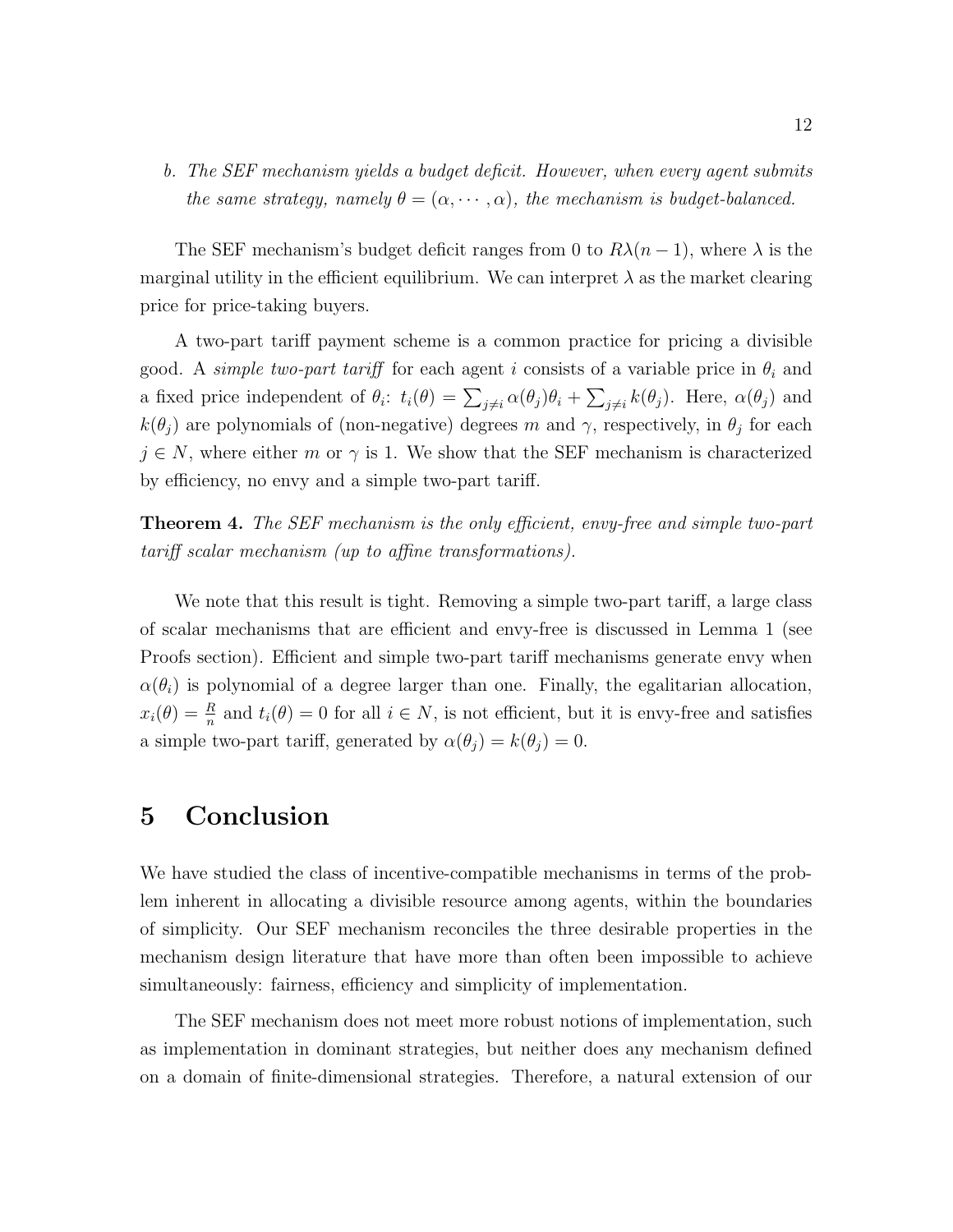*b. The SEF mechanism yields a budget deficit. However, when every agent submits the same strategy, namely $\theta = (\alpha, \cdots, \alpha)$, the mechanism is budget-balanced.*

The SEF mechanism's budget deficit ranges from 0 to $R\lambda(n-1)$, where $\lambda$ is the marginal utility in the efficient equilibrium. We can interpret $\lambda$ as the market clearing price for price-taking buyers.

A two-part tariff payment scheme is a common practice for pricing a divisible good. A *simple two-part tariff* for each agent $i$ consists of a variable price in $\theta_i$ and a fixed price independent of $\theta_i$: $t_i(\theta) = \sum_{j \neq i} \alpha(\theta_j)\theta_i + \sum_{j \neq i} k(\theta_j)$. Here, $\alpha(\theta_j)$ and $k(\theta_j)$ are polynomials of (non-negative) degrees $m$ and $\gamma$, respectively, in $\theta_j$ for each $j \in N$, where either $m$ or $\gamma$ is 1. We show that the SEF mechanism is characterized by efficiency, no envy and a simple two-part tariff.

**Theorem 4.** *The SEF mechanism is the only efficient, envy-free and simple two-part tariff scalar mechanism (up to affine transformations).*

We note that this result is tight. Removing a simple two-part tariff, a large class of scalar mechanisms that are efficient and envy-free is discussed in Lemma 1 (see Proofs section). Efficient and simple two-part tariff mechanisms generate envy when $\alpha(\theta_i)$ is polynomial of a degree larger than one. Finally, the egalitarian allocation, $x_i(\theta) = \frac{R}{n}$ and $t_i(\theta) = 0$ for all $i \in N$, is not efficient, but it is envy-free and satisfies a simple two-part tariff, generated by $\alpha(\theta_j) = k(\theta_j) = 0$.

# 5 Conclusion

We have studied the class of incentive-compatible mechanisms in terms of the problem inherent in allocating a divisible resource among agents, within the boundaries of simplicity. Our SEF mechanism reconciles the three desirable properties in the mechanism design literature that have more than often been impossible to achieve simultaneously: fairness, efficiency and simplicity of implementation.

The SEF mechanism does not meet more robust notions of implementation, such as implementation in dominant strategies, but neither does any mechanism defined on a domain of finite-dimensional strategies. Therefore, a natural extension of our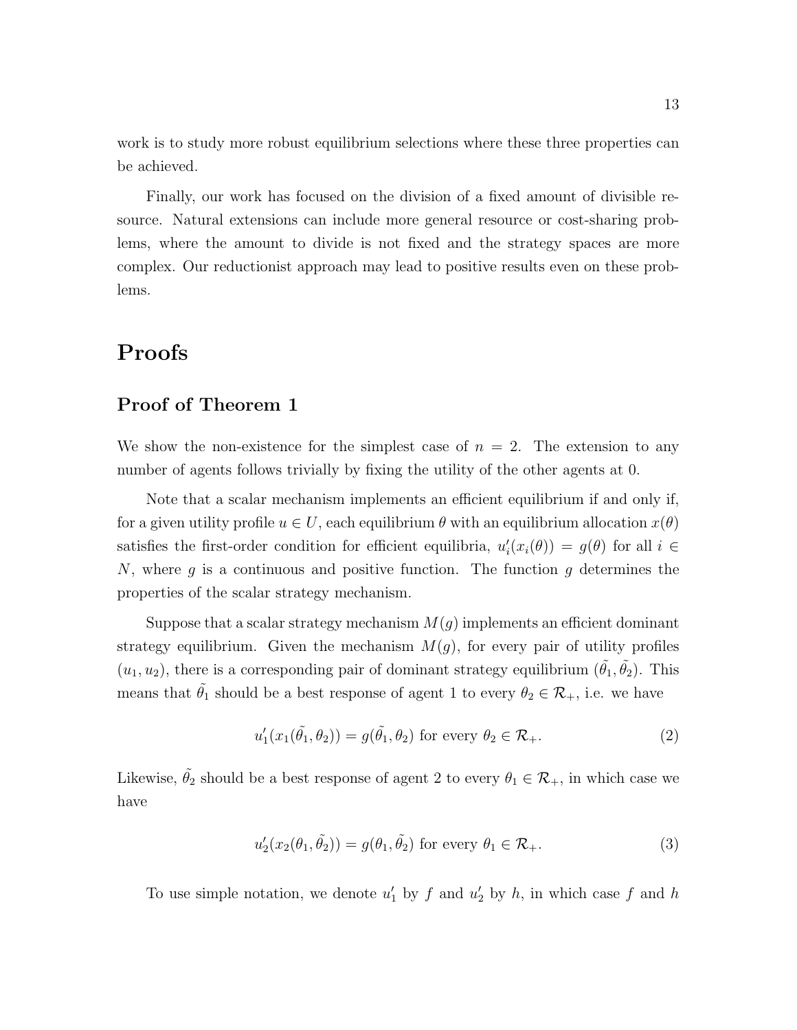work is to study more robust equilibrium selections where these three properties can be achieved.

Finally, our work has focused on the division of a fixed amount of divisible resource. Natural extensions can include more general resource or cost-sharing problems, where the amount to divide is not fixed and the strategy spaces are more complex. Our reductionist approach may lead to positive results even on these problems.

# Proofs

## Proof of Theorem 1

We show the non-existence for the simplest case of $n = 2$. The extension to any number of agents follows trivially by fixing the utility of the other agents at 0.

Note that a scalar mechanism implements an efficient equilibrium if and only if, for a given utility profile $u \in U$, each equilibrium $\theta$ with an equilibrium allocation $x(\theta)$ satisfies the first-order condition for efficient equilibria, $u_i'(x_i(\theta)) = g(\theta)$ for all $i \in N$, where $g$ is a continuous and positive function. The function $g$ determines the properties of the scalar strategy mechanism.

Suppose that a scalar strategy mechanism $M(g)$ implements an efficient dominant strategy equilibrium. Given the mechanism $M(g)$, for every pair of utility profiles $(u_1, u_2)$, there is a corresponding pair of dominant strategy equilibrium $(\tilde{\theta}_1, \tilde{\theta}_2)$. This means that $\tilde{\theta}_1$ should be a best response of agent 1 to every $\theta_2 \in \mathcal{R}_+$, i.e. we have

$$u_1'(x_1(\tilde{\theta}_1, \theta_2)) = g(\tilde{\theta}_1, \theta_2) \text{ for every } \theta_2 \in \mathcal{R}_+. \tag{2}$$

Likewise, $\tilde{\theta}_2$ should be a best response of agent 2 to every $\theta_1 \in \mathcal{R}_+$, in which case we have

$$u_2'(x_2(\theta_1, \tilde{\theta}_2)) = g(\theta_1, \tilde{\theta}_2) \text{ for every } \theta_1 \in \mathcal{R}_+. \tag{3}$$

To use simple notation, we denote $u_1'$ by $f$ and $u_2'$ by $h$, in which case $f$ and $h$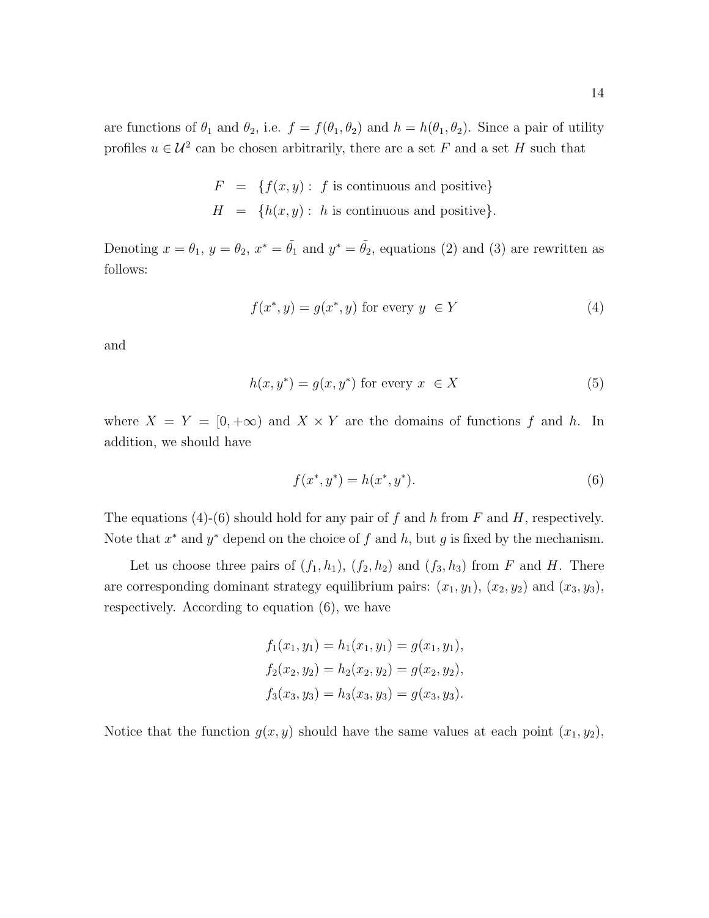are functions of $\theta_1$ and $\theta_2$, i.e. $f = f(\theta_1, \theta_2)$ and $h = h(\theta_1, \theta_2)$. Since a pair of utility profiles $u \in \mathcal{U}^2$ can be chosen arbitrarily, there are a set $F$ and a set $H$ such that

$$
\begin{aligned}
F &= \{f(x, y) : \ f \text{ is continuous and positive}\} \\
H &= \{h(x, y) : \ h \text{ is continuous and positive}\}.
\end{aligned}
$$

Denoting $x = \theta_1$, $y = \theta_2$, $x^* = \tilde{\theta}_1$ and $y^* = \tilde{\theta}_2$, equations (2) and (3) are rewritten as follows:

$$
f(x^*, y) = g(x^*, y) \text{ for every } y \ \in Y \tag{4}
$$

and

$$
h(x, y^*) = g(x, y^*) \text{ for every } x \ \in X \tag{5}
$$

where $X = Y = [0, +\infty)$ and $X \times Y$ are the domains of functions $f$ and $h$. In addition, we should have

$$
f(x^*, y^*) = h(x^*, y^*). \tag{6}
$$

The equations (4)-(6) should hold for any pair of $f$ and $h$ from $F$ and $H$, respectively. Note that $x^*$ and $y^*$ depend on the choice of $f$ and $h$, but $g$ is fixed by the mechanism.

Let us choose three pairs of $(f_1, h_1)$, $(f_2, h_2)$ and $(f_3, h_3)$ from $F$ and $H$. There are corresponding dominant strategy equilibrium pairs: $(x_1, y_1)$, $(x_2, y_2)$ and $(x_3, y_3)$, respectively. According to equation (6), we have

$$
\begin{aligned}
f_1(x_1, y_1) = h_1(x_1, y_1) = g(x_1, y_1), \\
f_2(x_2, y_2) = h_2(x_2, y_2) = g(x_2, y_2), \\
f_3(x_3, y_3) = h_3(x_3, y_3) = g(x_3, y_3).
\end{aligned}
$$

Notice that the function $g(x, y)$ should have the same values at each point $(x_1, y_2)$,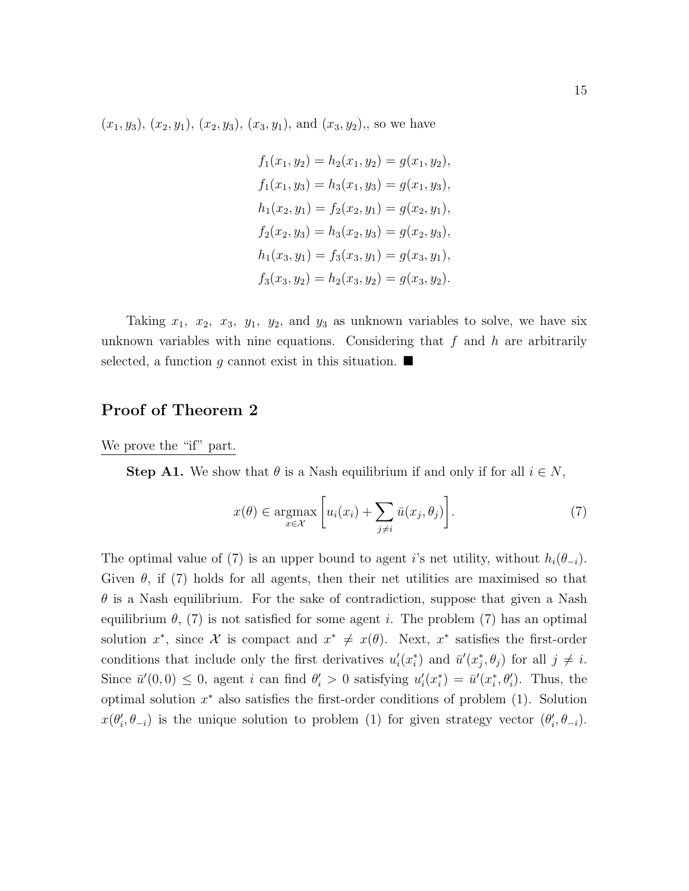$(x_1, y_3)$, $(x_2, y_1)$, $(x_2, y_3)$, $(x_3, y_1)$, and $(x_3, y_2)$,, so we have

$$
\begin{aligned}
f_1(x_1, y_2) &= h_2(x_1, y_2) = g(x_1, y_2), \\
f_1(x_1, y_3) &= h_3(x_1, y_3) = g(x_1, y_3), \\
h_1(x_2, y_1) &= f_2(x_2, y_1) = g(x_2, y_1), \\
f_2(x_2, y_3) &= h_3(x_2, y_3) = g(x_2, y_3), \\
h_1(x_3, y_1) &= f_3(x_3, y_1) = g(x_3, y_1), \\
f_3(x_3, y_2) &= h_2(x_3, y_2) = g(x_3, y_2).
\end{aligned}
$$

Taking $x_1,\ x_2,\ x_3,\ y_1,\ y_2$, and $y_3$ as unknown variables to solve, we have six unknown variables with nine equations. Considering that $f$ and $h$ are arbitrarily selected, a function $g$ cannot exist in this situation. ■

## Proof of Theorem 2

We prove the "if" part.

**Step A1.** We show that $\theta$ is a Nash equilibrium if and only if for all $i \in N$,

$$
x(\theta) \in \operatorname*{argmax}_{x \in \mathcal{X}} \left[ u_i(x_i) + \sum_{j \neq i} \bar{u}(x_j, \theta_j) \right]. \tag{7}
$$

The optimal value of (7) is an upper bound to agent $i$'s net utility, without $h_i(\theta_{-i})$. Given $\theta$, if (7) holds for all agents, then their net utilities are maximised so that $\theta$ is a Nash equilibrium. For the sake of contradiction, suppose that given a Nash equilibrium $\theta$, (7) is not satisfied for some agent $i$. The problem (7) has an optimal solution $x^*$, since $\mathcal{X}$ is compact and $x^* \neq x(\theta)$. Next, $x^*$ satisfies the first-order conditions that include only the first derivatives $u_i'(x_i^*)$ and $\bar{u}'(x_j^*, \theta_j)$ for all $j \neq i$. Since $\bar{u}'(0, 0) \leq 0$, agent $i$ can find $\theta_i' > 0$ satisfying $u_i'(x_i^*) = \bar{u}'(x_i^*, \theta_i')$. Thus, the optimal solution $x^*$ also satisfies the first-order conditions of problem (1). Solution $x(\theta_i', \theta_{-i})$ is the unique solution to problem (1) for given strategy vector $(\theta_i', \theta_{-i})$.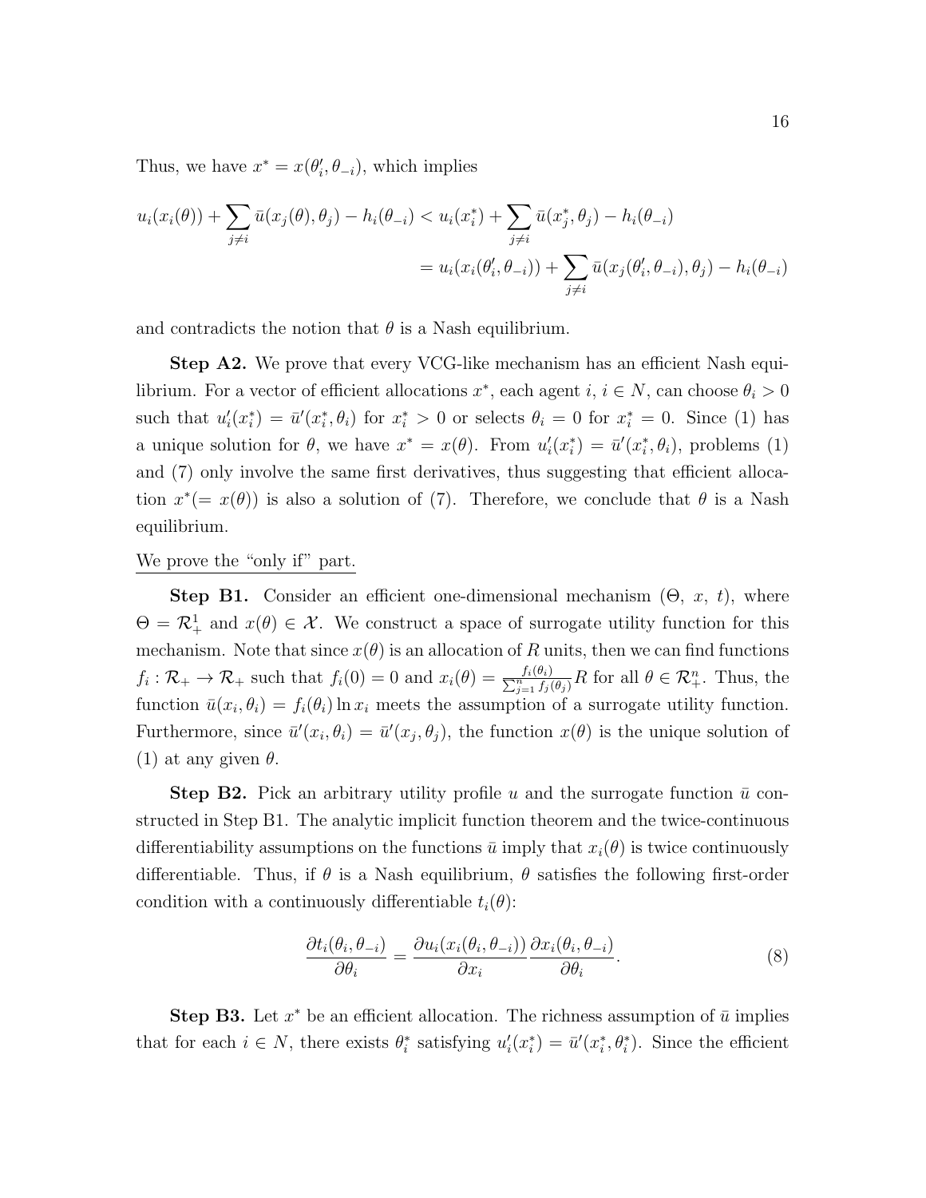Thus, we have $x^* = x(\theta_i', \theta_{-i})$, which implies

$$
\begin{aligned}
u_i(x_i(\theta)) + \sum_{j \neq i} \bar{u}(x_j(\theta), \theta_j) - h_i(\theta_{-i}) &< u_i(x_i^*) + \sum_{j \neq i} \bar{u}(x_j^*, \theta_j) - h_i(\theta_{-i}) \\
&= u_i(x_i(\theta_i', \theta_{-i})) + \sum_{j \neq i} \bar{u}(x_j(\theta_i', \theta_{-i}), \theta_j) - h_i(\theta_{-i})
\end{aligned}
$$

and contradicts the notion that $\theta$ is a Nash equilibrium.

**Step A2.** We prove that every VCG-like mechanism has an efficient Nash equilibrium. For a vector of efficient allocations $x^*$, each agent $i$, $i \in N$, can choose $\theta_i > 0$ such that $u_i'(x_i^*) = \bar{u}'(x_i^*, \theta_i)$ for $x_i^* > 0$ or selects $\theta_i = 0$ for $x_i^* = 0$. Since (1) has a unique solution for $\theta$, we have $x^* = x(\theta)$. From $u_i'(x_i^*) = \bar{u}'(x_i^*, \theta_i)$, problems (1) and (7) only involve the same first derivatives, thus suggesting that efficient allocation $x^*(= x(\theta))$ is also a solution of (7). Therefore, we conclude that $\theta$ is a Nash equilibrium.

<u>We prove the "only if" part.</u>

**Step B1.** Consider an efficient one-dimensional mechanism ($\Theta$, $x$, $t$), where $\Theta = \mathcal{R}_+^1$ and $x(\theta) \in \mathcal{X}$. We construct a space of surrogate utility function for this mechanism. Note that since $x(\theta)$ is an allocation of $R$ units, then we can find functions $f_i : \mathcal{R}_+ \to \mathcal{R}_+$ such that $f_i(0) = 0$ and $x_i(\theta) = \frac{f_i(\theta_i)}{\sum_{j=1}^n f_j(\theta_j)} R$ for all $\theta \in \mathcal{R}_+^n$. Thus, the function $\bar{u}(x_i, \theta_i) = f_i(\theta_i) \ln x_i$ meets the assumption of a surrogate utility function. Furthermore, since $\bar{u}'(x_i, \theta_i) = \bar{u}'(x_j, \theta_j)$, the function $x(\theta)$ is the unique solution of (1) at any given $\theta$.

**Step B2.** Pick an arbitrary utility profile $u$ and the surrogate function $\bar{u}$ constructed in Step B1. The analytic implicit function theorem and the twice-continuous differentiability assumptions on the functions $\bar{u}$ imply that $x_i(\theta)$ is twice continuously differentiable. Thus, if $\theta$ is a Nash equilibrium, $\theta$ satisfies the following first-order condition with a continuously differentiable $t_i(\theta)$:

$$
\frac{\partial t_i(\theta_i, \theta_{-i})}{\partial \theta_i} = \frac{\partial u_i(x_i(\theta_i, \theta_{-i}))}{\partial x_i} \frac{\partial x_i(\theta_i, \theta_{-i})}{\partial \theta_i}. \tag{8}
$$

**Step B3.** Let $x^*$ be an efficient allocation. The richness assumption of $\bar{u}$ implies that for each $i \in N$, there exists $\theta_i^*$ satisfying $u_i'(x_i^*) = \bar{u}'(x_i^*, \theta_i^*)$. Since the efficient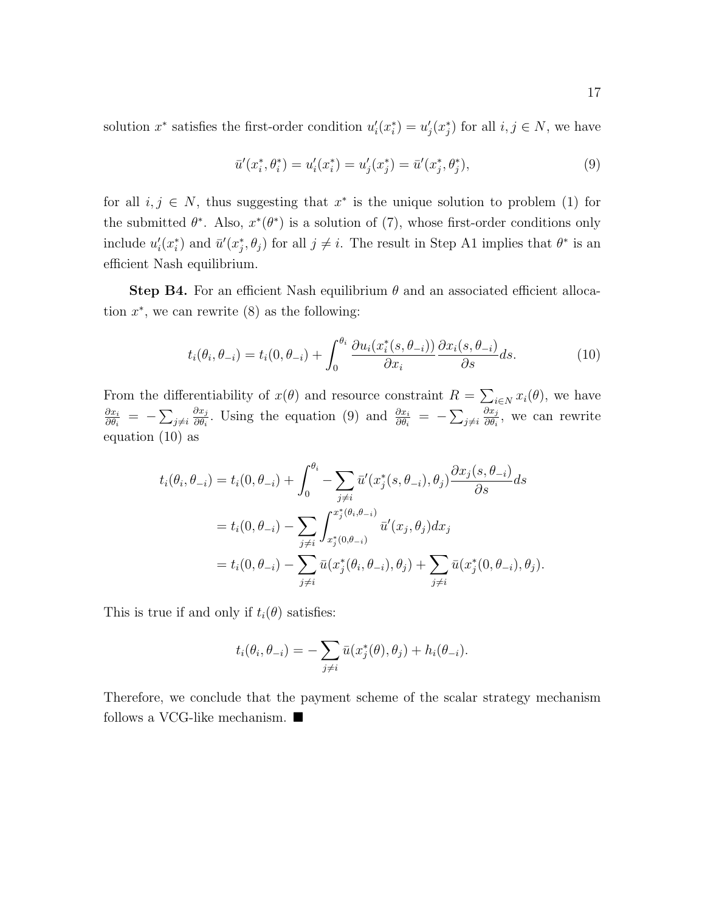solution $x^*$ satisfies the first-order condition $u_i'(x_i^*) = u_j'(x_j^*)$ for all $i, j \in N$, we have

$$\bar{u}'(x_i^*, \theta_i^*) = u_i'(x_i^*) = u_j'(x_j^*) = \bar{u}'(x_j^*, \theta_j^*), \tag{9}$$

for all $i, j \in N$, thus suggesting that $x^*$ is the unique solution to problem (1) for the submitted $\theta^*$. Also, $x^*(\theta^*)$ is a solution of (7), whose first-order conditions only include $u_i'(x_i^*)$ and $\bar{u}'(x_j^*, \theta_j)$ for all $j \neq i$. The result in Step A1 implies that $\theta^*$ is an efficient Nash equilibrium.

**Step B4.** For an efficient Nash equilibrium $\theta$ and an associated efficient allocation $x^*$, we can rewrite (8) as the following:

$$t_i(\theta_i, \theta_{-i}) = t_i(0, \theta_{-i}) + \int_0^{\theta_i} \frac{\partial u_i(x_i^*(s, \theta_{-i}))}{\partial x_i} \frac{\partial x_i(s, \theta_{-i})}{\partial s} ds. \tag{10}$$

From the differentiability of $x(\theta)$ and resource constraint $R = \sum_{i \in N} x_i(\theta)$, we have $\frac{\partial x_i}{\partial \theta_i} = -\sum_{j \neq i} \frac{\partial x_j}{\partial \theta_i}$. Using the equation (9) and $\frac{\partial x_i}{\partial \theta_i} = -\sum_{j \neq i} \frac{\partial x_j}{\partial \theta_i}$, we can rewrite equation (10) as

$$\begin{aligned}
t_i(\theta_i, \theta_{-i}) &= t_i(0, \theta_{-i}) + \int_0^{\theta_i} -\sum_{j \neq i} \bar{u}'(x_j^*(s, \theta_{-i}), \theta_j) \frac{\partial x_j(s, \theta_{-i})}{\partial s} ds \\
&= t_i(0, \theta_{-i}) - \sum_{j \neq i} \int_{x_j^*(0, \theta_{-i})}^{x_j^*(\theta_i, \theta_{-i})} \bar{u}'(x_j, \theta_j) dx_j \\
&= t_i(0, \theta_{-i}) - \sum_{j \neq i} \bar{u}(x_j^*(\theta_i, \theta_{-i}), \theta_j) + \sum_{j \neq i} \bar{u}(x_j^*(0, \theta_{-i}), \theta_j).
\end{aligned}$$

This is true if and only if $t_i(\theta)$ satisfies:

$$t_i(\theta_i, \theta_{-i}) = -\sum_{j \neq i} \bar{u}(x_j^*(\theta), \theta_j) + h_i(\theta_{-i}).$$

Therefore, we conclude that the payment scheme of the scalar strategy mechanism follows a VCG-like mechanism. ■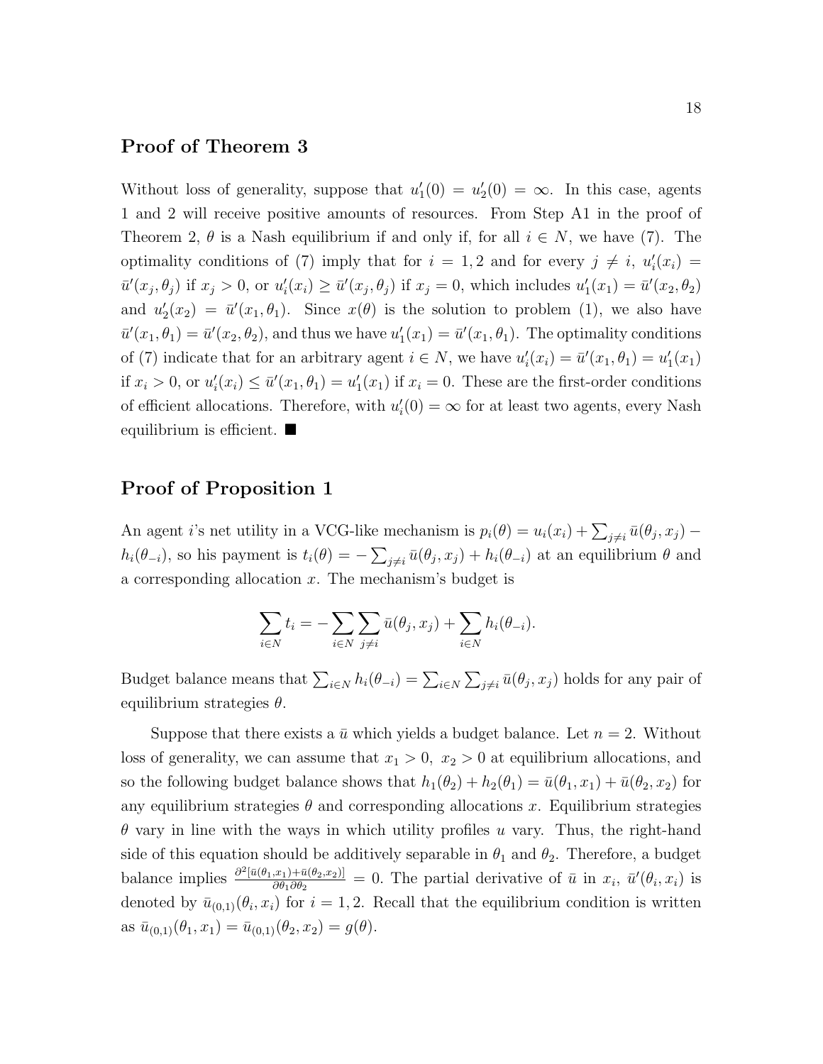## Proof of Theorem 3

Without loss of generality, suppose that $u_1'(0) = u_2'(0) = \infty$. In this case, agents 1 and 2 will receive positive amounts of resources. From Step A1 in the proof of Theorem 2, $\theta$ is a Nash equilibrium if and only if, for all $i \in N$, we have (7). The optimality conditions of (7) imply that for $i = 1, 2$ and for every $j \neq i$, $u_i'(x_i) = \bar{u}'(x_j, \theta_j)$ if $x_j > 0$, or $u_i'(x_i) \geq \bar{u}'(x_j, \theta_j)$ if $x_j = 0$, which includes $u_1'(x_1) = \bar{u}'(x_2, \theta_2)$ and $u_2'(x_2) = \bar{u}'(x_1, \theta_1)$. Since $x(\theta)$ is the solution to problem (1), we also have $\bar{u}'(x_1, \theta_1) = \bar{u}'(x_2, \theta_2)$, and thus we have $u_1'(x_1) = \bar{u}'(x_1, \theta_1)$. The optimality conditions of (7) indicate that for an arbitrary agent $i \in N$, we have $u_i'(x_i) = \bar{u}'(x_1, \theta_1) = u_1'(x_1)$ if $x_i > 0$, or $u_i'(x_i) \leq \bar{u}'(x_1, \theta_1) = u_1'(x_1)$ if $x_i = 0$. These are the first-order conditions of efficient allocations. Therefore, with $u_i'(0) = \infty$ for at least two agents, every Nash equilibrium is efficient. ■

## Proof of Proposition 1

An agent $i$'s net utility in a VCG-like mechanism is $p_i(\theta) = u_i(x_i) + \sum_{j \neq i} \bar{u}(\theta_j, x_j) - h_i(\theta_{-i})$, so his payment is $t_i(\theta) = -\sum_{j \neq i} \bar{u}(\theta_j, x_j) + h_i(\theta_{-i})$ at an equilibrium $\theta$ and a corresponding allocation $x$. The mechanism's budget is

$$\sum_{i \in N} t_i = -\sum_{i \in N} \sum_{j \neq i} \bar{u}(\theta_j, x_j) + \sum_{i \in N} h_i(\theta_{-i}).$$

Budget balance means that $\sum_{i \in N} h_i(\theta_{-i}) = \sum_{i \in N} \sum_{j \neq i} \bar{u}(\theta_j, x_j)$ holds for any pair of equilibrium strategies $\theta$.

Suppose that there exists a $\bar{u}$ which yields a budget balance. Let $n = 2$. Without loss of generality, we can assume that $x_1 > 0,\ x_2 > 0$ at equilibrium allocations, and so the following budget balance shows that $h_1(\theta_2) + h_2(\theta_1) = \bar{u}(\theta_1, x_1) + \bar{u}(\theta_2, x_2)$ for any equilibrium strategies $\theta$ and corresponding allocations $x$. Equilibrium strategies $\theta$ vary in line with the ways in which utility profiles $u$ vary. Thus, the right-hand side of this equation should be additively separable in $\theta_1$ and $\theta_2$. Therefore, a budget balance implies $\frac{\partial^2[\bar{u}(\theta_1, x_1) + \bar{u}(\theta_2, x_2)]}{\partial \theta_1 \partial \theta_2} = 0$. The partial derivative of $\bar{u}$ in $x_i$, $\bar{u}'(\theta_i, x_i)$ is denoted by $\bar{u}_{(0,1)}(\theta_i, x_i)$ for $i = 1, 2$. Recall that the equilibrium condition is written as $\bar{u}_{(0,1)}(\theta_1, x_1) = \bar{u}_{(0,1)}(\theta_2, x_2) = g(\theta)$.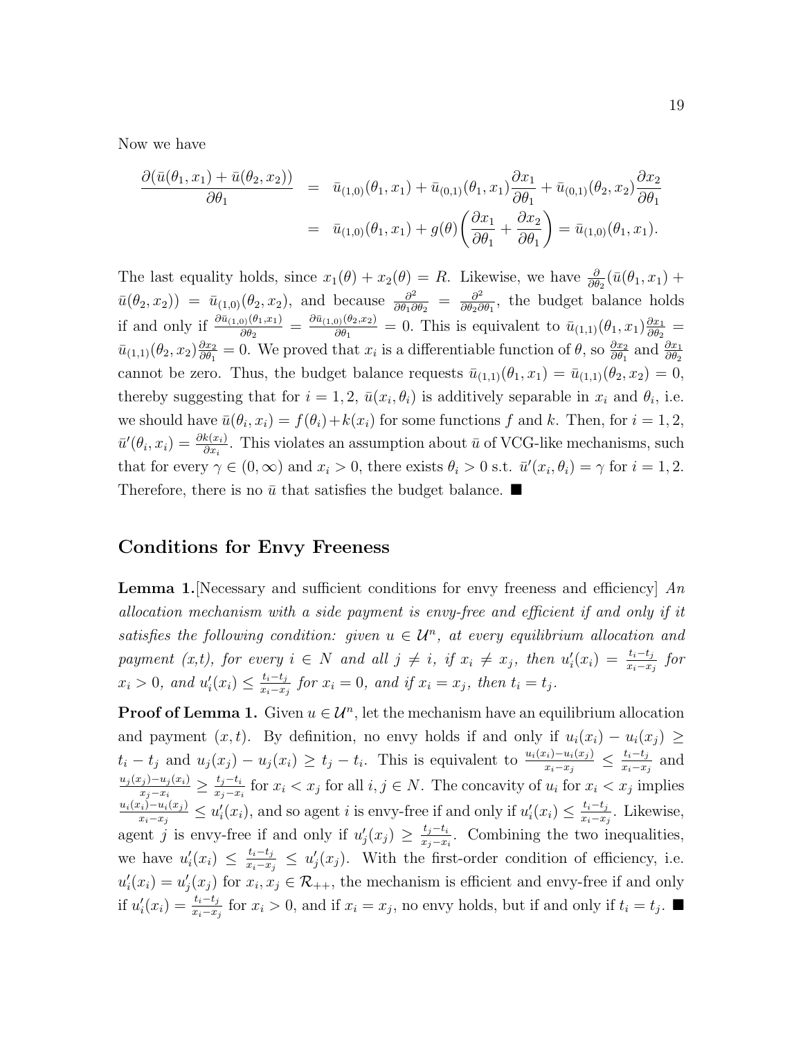Now we have

$$
\begin{aligned}
\frac{\partial(\bar{u}(\theta_1, x_1) + \bar{u}(\theta_2, x_2))}{\partial \theta_1} &= \bar{u}_{(1,0)}(\theta_1, x_1) + \bar{u}_{(0,1)}(\theta_1, x_1)\frac{\partial x_1}{\partial \theta_1} + \bar{u}_{(0,1)}(\theta_2, x_2)\frac{\partial x_2}{\partial \theta_1} \\
&= \bar{u}_{(1,0)}(\theta_1, x_1) + g(\theta)\left(\frac{\partial x_1}{\partial \theta_1} + \frac{\partial x_2}{\partial \theta_1}\right) = \bar{u}_{(1,0)}(\theta_1, x_1).
\end{aligned}
$$

The last equality holds, since $x_1(\theta) + x_2(\theta) = R$. Likewise, we have $\frac{\partial}{\partial \theta_2}(\bar{u}(\theta_1, x_1) + \bar{u}(\theta_2, x_2)) = \bar{u}_{(1,0)}(\theta_2, x_2)$, and because $\frac{\partial^2}{\partial \theta_1 \partial \theta_2} = \frac{\partial^2}{\partial \theta_2 \partial \theta_1}$, the budget balance holds if and only if $\frac{\partial \bar{u}_{(1,0)}(\theta_1, x_1)}{\partial \theta_2} = \frac{\partial \bar{u}_{(1,0)}(\theta_2, x_2)}{\partial \theta_1} = 0$. This is equivalent to $\bar{u}_{(1,1)}(\theta_1, x_1)\frac{\partial x_1}{\partial \theta_2} = \bar{u}_{(1,1)}(\theta_2, x_2)\frac{\partial x_2}{\partial \theta_1} = 0$. We proved that $x_i$ is a differentiable function of $\theta$, so $\frac{\partial x_2}{\partial \theta_1}$ and $\frac{\partial x_1}{\partial \theta_2}$ cannot be zero. Thus, the budget balance requests $\bar{u}_{(1,1)}(\theta_1, x_1) = \bar{u}_{(1,1)}(\theta_2, x_2) = 0$, thereby suggesting that for $i = 1, 2$, $\bar{u}(x_i, \theta_i)$ is additively separable in $x_i$ and $\theta_i$, i.e. we should have $\bar{u}(\theta_i, x_i) = f(\theta_i) + k(x_i)$ for some functions $f$ and $k$. Then, for $i = 1, 2$, $\bar{u}'(\theta_i, x_i) = \frac{\partial k(x_i)}{\partial x_i}$. This violates an assumption about $\bar{u}$ of VCG-like mechanisms, such that for every $\gamma \in (0, \infty)$ and $x_i > 0$, there exists $\theta_i > 0$ s.t. $\bar{u}'(x_i, \theta_i) = \gamma$ for $i = 1, 2$. Therefore, there is no $\bar{u}$ that satisfies the budget balance. ■

## Conditions for Envy Freeness

**Lemma 1.**[Necessary and sufficient conditions for envy freeness and efficiency] *An allocation mechanism with a side payment is envy-free and efficient if and only if it satisfies the following condition: given $u \in \mathcal{U}^n$, at every equilibrium allocation and payment (x,t), for every $i \in N$ and all $j \neq i$, if $x_i \neq x_j$, then $u_i'(x_i) = \frac{t_i - t_j}{x_i - x_j}$ for $x_i > 0$, and $u_i'(x_i) \leq \frac{t_i - t_j}{x_i - x_j}$ for $x_i = 0$, and if $x_i = x_j$, then $t_i = t_j$.*

**Proof of Lemma 1.** Given $u \in \mathcal{U}^n$, let the mechanism have an equilibrium allocation and payment $(x, t)$. By definition, no envy holds if and only if $u_i(x_i) - u_i(x_j) \geq t_i - t_j$ and $u_j(x_j) - u_j(x_i) \geq t_j - t_i$. This is equivalent to $\frac{u_i(x_i) - u_i(x_j)}{x_i - x_j} \leq \frac{t_i - t_j}{x_i - x_j}$ and $\frac{u_j(x_j) - u_j(x_i)}{x_j - x_i} \geq \frac{t_j - t_i}{x_j - x_i}$ for $x_i < x_j$ for all $i, j \in N$. The concavity of $u_i$ for $x_i < x_j$ implies $\frac{u_i(x_i) - u_i(x_j)}{x_i - x_j} \leq u_i'(x_i)$, and so agent $i$ is envy-free if and only if $u_i'(x_i) \leq \frac{t_i - t_j}{x_i - x_j}$. Likewise, agent $j$ is envy-free if and only if $u_j'(x_j) \geq \frac{t_j - t_i}{x_j - x_i}$. Combining the two inequalities, we have $u_i'(x_i) \leq \frac{t_i - t_j}{x_i - x_j} \leq u_j'(x_j)$. With the first-order condition of efficiency, i.e. $u_i'(x_i) = u_j'(x_j)$ for $x_i, x_j \in \mathcal{R}_{++}$, the mechanism is efficient and envy-free if and only if $u_i'(x_i) = \frac{t_i - t_j}{x_i - x_j}$ for $x_i > 0$, and if $x_i = x_j$, no envy holds, but if and only if $t_i = t_j$. ■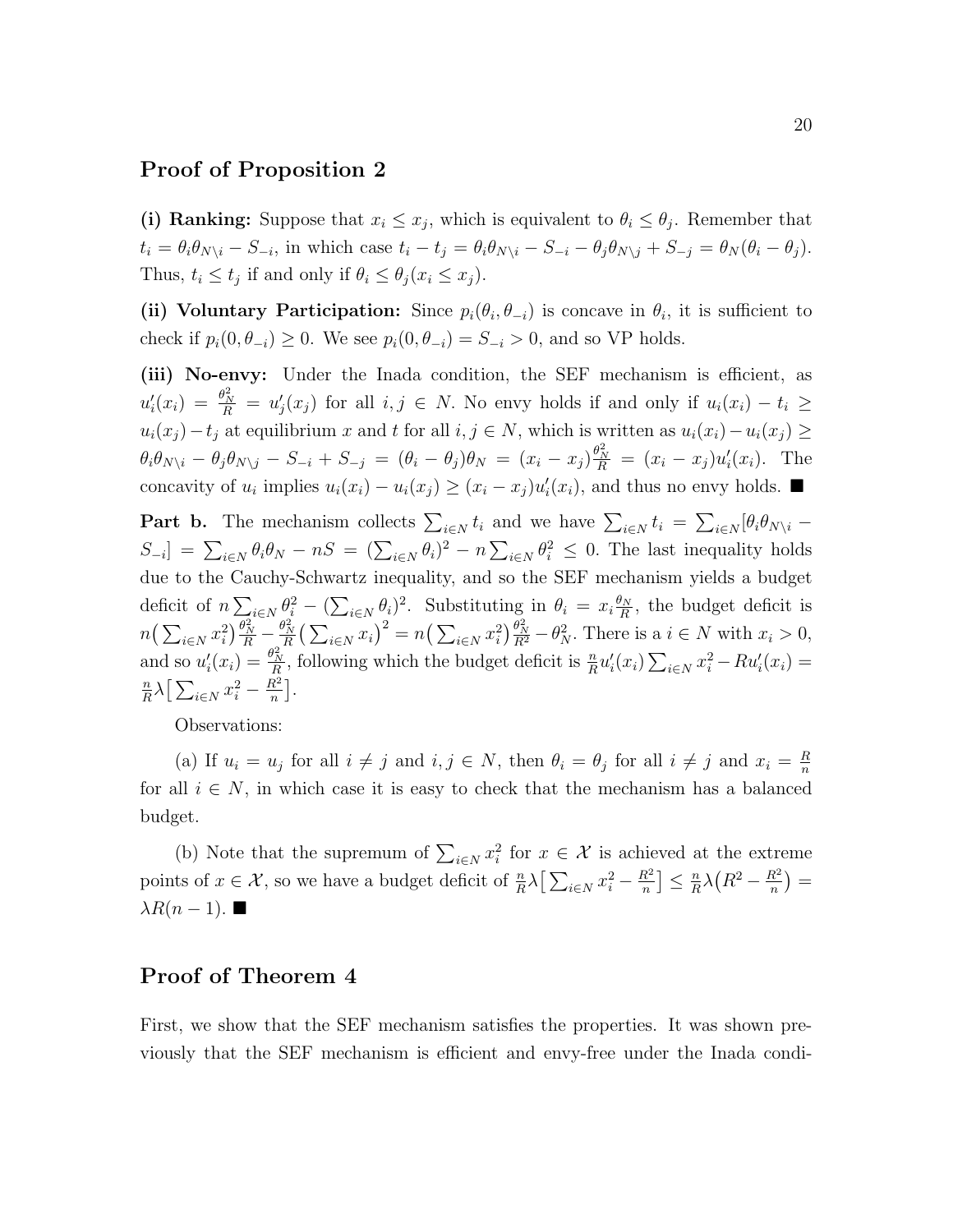## Proof of Proposition 2

**(i) Ranking:** Suppose that $x_i \leq x_j$, which is equivalent to $\theta_i \leq \theta_j$. Remember that $t_i = \theta_i \theta_{N\setminus i} - S_{-i}$, in which case $t_i - t_j = \theta_i \theta_{N\setminus i} - S_{-i} - \theta_j \theta_{N\setminus j} + S_{-j} = \theta_N(\theta_i - \theta_j)$. Thus, $t_i \leq t_j$ if and only if $\theta_i \leq \theta_j (x_i \leq x_j)$.

**(ii) Voluntary Participation:** Since $p_i(\theta_i, \theta_{-i})$ is concave in $\theta_i$, it is sufficient to check if $p_i(0, \theta_{-i}) \geq 0$. We see $p_i(0, \theta_{-i}) = S_{-i} > 0$, and so VP holds.

**(iii) No-envy:** Under the Inada condition, the SEF mechanism is efficient, as $u_i'(x_i) = \frac{\theta_N^2}{R} = u_j'(x_j)$ for all $i, j \in N$. No envy holds if and only if $u_i(x_i) - t_i \geq u_i(x_j) - t_j$ at equilibrium $x$ and $t$ for all $i, j \in N$, which is written as $u_i(x_i) - u_i(x_j) \geq \theta_i \theta_{N\setminus i} - \theta_j \theta_{N\setminus j} - S_{-i} + S_{-j} = (\theta_i - \theta_j)\theta_N = (x_i - x_j)\frac{\theta_N^2}{R} = (x_i - x_j)u_i'(x_i)$. The concavity of $u_i$ implies $u_i(x_i) - u_i(x_j) \geq (x_i - x_j)u_i'(x_i)$, and thus no envy holds. ■

**Part b.** The mechanism collects $\sum_{i \in N} t_i$ and we have $\sum_{i \in N} t_i = \sum_{i \in N}[\theta_i \theta_{N\setminus i} - S_{-i}] = \sum_{i \in N} \theta_i \theta_N - nS = (\sum_{i \in N} \theta_i)^2 - n \sum_{i \in N} \theta_i^2 \leq 0$. The last inequality holds due to the Cauchy-Schwartz inequality, and so the SEF mechanism yields a budget deficit of $n \sum_{i \in N} \theta_i^2 - (\sum_{i \in N} \theta_i)^2$. Substituting in $\theta_i = x_i \frac{\theta_N}{R}$, the budget deficit is $n\big(\sum_{i \in N} x_i^2\big)\frac{\theta_N^2}{R} - \frac{\theta_N^2}{R}\big(\sum_{i \in N} x_i\big)^2 = n\big(\sum_{i \in N} x_i^2\big)\frac{\theta_N^2}{R^2} - \theta_N^2$. There is a $i \in N$ with $x_i > 0$, and so $u_i'(x_i) = \frac{\theta_N^2}{R}$, following which the budget deficit is $\frac{n}{R}u_i'(x_i)\sum_{i \in N} x_i^2 - Ru_i'(x_i) = \frac{n}{R}\lambda\big[\sum_{i \in N} x_i^2 - \frac{R^2}{n}\big]$.

Observations:

(a) If $u_i = u_j$ for all $i \neq j$ and $i, j \in N$, then $\theta_i = \theta_j$ for all $i \neq j$ and $x_i = \frac{R}{n}$ for all $i \in N$, in which case it is easy to check that the mechanism has a balanced budget.

(b) Note that the supremum of $\sum_{i \in N} x_i^2$ for $x \in \mathcal{X}$ is achieved at the extreme points of $x \in \mathcal{X}$, so we have a budget deficit of $\frac{n}{R}\lambda\big[\sum_{i \in N} x_i^2 - \frac{R^2}{n}\big] \leq \frac{n}{R}\lambda\big(R^2 - \frac{R^2}{n}\big) = \lambda R(n-1)$. ■

## Proof of Theorem 4

First, we show that the SEF mechanism satisfies the properties. It was shown previously that the SEF mechanism is efficient and envy-free under the Inada condi-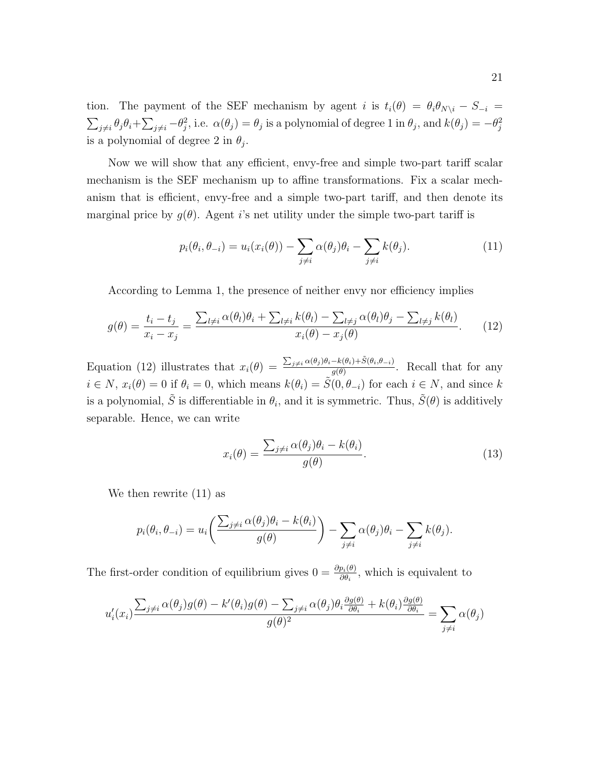tion. The payment of the SEF mechanism by agent $i$ is $t_i(\theta) = \theta_i\theta_{N\setminus i} - S_{-i} = \sum_{j\neq i}\theta_j\theta_i + \sum_{j\neq i} -\theta_j^2$, i.e. $\alpha(\theta_j) = \theta_j$ is a polynomial of degree 1 in $\theta_j$, and $k(\theta_j) = -\theta_j^2$ is a polynomial of degree 2 in $\theta_j$.

Now we will show that any efficient, envy-free and simple two-part tariff scalar mechanism is the SEF mechanism up to affine transformations. Fix a scalar mechanism that is efficient, envy-free and a simple two-part tariff, and then denote its marginal price by $g(\theta)$. Agent $i$'s net utility under the simple two-part tariff is

$$p_i(\theta_i, \theta_{-i}) = u_i(x_i(\theta)) - \sum_{j\neq i}\alpha(\theta_j)\theta_i - \sum_{j\neq i} k(\theta_j). \tag{11}$$

According to Lemma 1, the presence of neither envy nor efficiency implies

$$g(\theta) = \frac{t_i - t_j}{x_i - x_j} = \frac{\sum_{l\neq i}\alpha(\theta_l)\theta_i + \sum_{l\neq i} k(\theta_l) - \sum_{l\neq j}\alpha(\theta_l)\theta_j - \sum_{l\neq j} k(\theta_l)}{x_i(\theta) - x_j(\theta)}. \tag{12}$$

Equation (12) illustrates that $x_i(\theta) = \frac{\sum_{j\neq i}\alpha(\theta_j)\theta_i - k(\theta_i) + \tilde{S}(\theta_i,\theta_{-i})}{g(\theta)}$. Recall that for any $i \in N$, $x_i(\theta) = 0$ if $\theta_i = 0$, which means $k(\theta_i) = \tilde{S}(0, \theta_{-i})$ for each $i \in N$, and since $k$ is a polynomial, $\tilde{S}$ is differentiable in $\theta_i$, and it is symmetric. Thus, $\tilde{S}(\theta)$ is additively separable. Hence, we can write

$$x_i(\theta) = \frac{\sum_{j\neq i}\alpha(\theta_j)\theta_i - k(\theta_i)}{g(\theta)}. \tag{13}$$

We then rewrite (11) as

$$p_i(\theta_i, \theta_{-i}) = u_i\left(\frac{\sum_{j\neq i}\alpha(\theta_j)\theta_i - k(\theta_i)}{g(\theta)}\right) - \sum_{j\neq i}\alpha(\theta_j)\theta_i - \sum_{j\neq i} k(\theta_j).$$

The first-order condition of equilibrium gives $0 = \frac{\partial p_i(\theta)}{\partial \theta_i}$, which is equivalent to

$$u_i'(x_i)\frac{\sum_{j\neq i}\alpha(\theta_j)g(\theta) - k'(\theta_i)g(\theta) - \sum_{j\neq i}\alpha(\theta_j)\theta_i\frac{\partial g(\theta)}{\partial \theta_i} + k(\theta_i)\frac{\partial g(\theta)}{\partial \theta_i}}{g(\theta)^2} = \sum_{j\neq i}\alpha(\theta_j)$$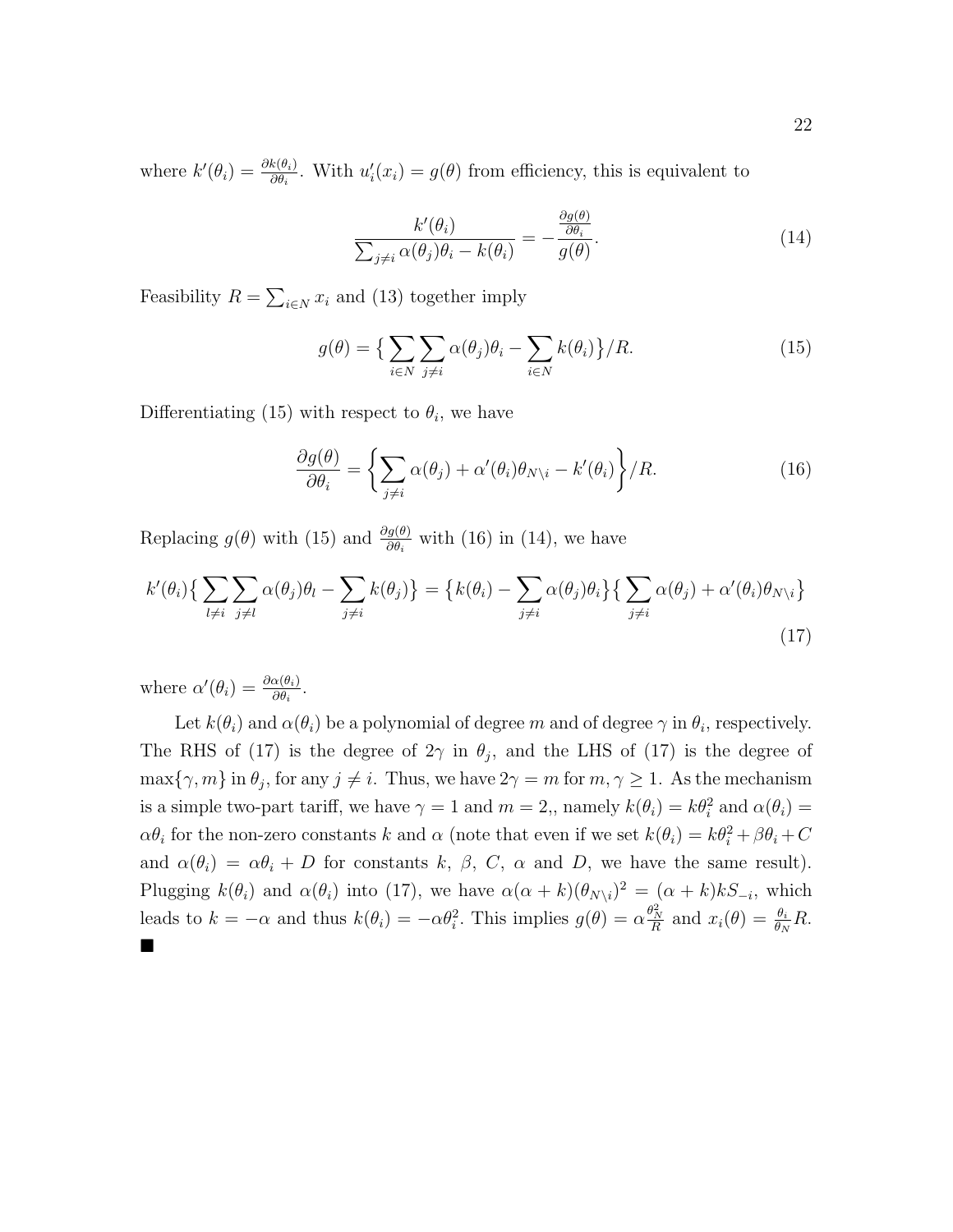where $k'(\theta_i) = \frac{\partial k(\theta_i)}{\partial \theta_i}$. With $u_i'(x_i) = g(\theta)$ from efficiency, this is equivalent to

$$\frac{k'(\theta_i)}{\sum_{j\neq i} \alpha(\theta_j)\theta_i - k(\theta_i)} = -\frac{\frac{\partial g(\theta)}{\partial \theta_i}}{g(\theta)}. \tag{14}$$

Feasibility $R = \sum_{i\in N} x_i$ and (13) together imply

$$g(\theta) = \big\{ \sum_{i\in N} \sum_{j\neq i} \alpha(\theta_j)\theta_i - \sum_{i\in N} k(\theta_i) \big\}/R. \tag{15}$$

Differentiating (15) with respect to $\theta_i$, we have

$$\frac{\partial g(\theta)}{\partial \theta_i} = \left\{ \sum_{j\neq i} \alpha(\theta_j) + \alpha'(\theta_i)\theta_{N\setminus i} - k'(\theta_i) \right\}/R. \tag{16}$$

Replacing $g(\theta)$ with (15) and $\frac{\partial g(\theta)}{\partial \theta_i}$ with (16) in (14), we have

$$k'(\theta_i)\big\{ \sum_{l\neq i} \sum_{j\neq l} \alpha(\theta_j)\theta_l - \sum_{j\neq i} k(\theta_j) \big\} = \big\{ k(\theta_i) - \sum_{j\neq i} \alpha(\theta_j)\theta_i \big\}\big\{ \sum_{j\neq i} \alpha(\theta_j) + \alpha'(\theta_i)\theta_{N\setminus i} \big\} \tag{17}$$

where $\alpha'(\theta_i) = \frac{\partial \alpha(\theta_i)}{\partial \theta_i}$.

Let $k(\theta_i)$ and $\alpha(\theta_i)$ be a polynomial of degree $m$ and of degree $\gamma$ in $\theta_i$, respectively. The RHS of (17) is the degree of $2\gamma$ in $\theta_j$, and the LHS of (17) is the degree of $\max\{\gamma, m\}$ in $\theta_j$, for any $j \neq i$. Thus, we have $2\gamma = m$ for $m, \gamma \geq 1$. As the mechanism is a simple two-part tariff, we have $\gamma = 1$ and $m = 2$,, namely $k(\theta_i) = k\theta_i^2$ and $\alpha(\theta_i) = \alpha\theta_i$ for the non-zero constants $k$ and $\alpha$ (note that even if we set $k(\theta_i) = k\theta_i^2 + \beta\theta_i + C$ and $\alpha(\theta_i) = \alpha\theta_i + D$ for constants $k$, $\beta$, $C$, $\alpha$ and $D$, we have the same result). Plugging $k(\theta_i)$ and $\alpha(\theta_i)$ into (17), we have $\alpha(\alpha + k)(\theta_{N\setminus i})^2 = (\alpha + k)kS_{-i}$, which leads to $k = -\alpha$ and thus $k(\theta_i) = -\alpha\theta_i^2$. This implies $g(\theta) = \alpha\frac{\theta_N^2}{R}$ and $x_i(\theta) = \frac{\theta_i}{\theta_N}R$. ■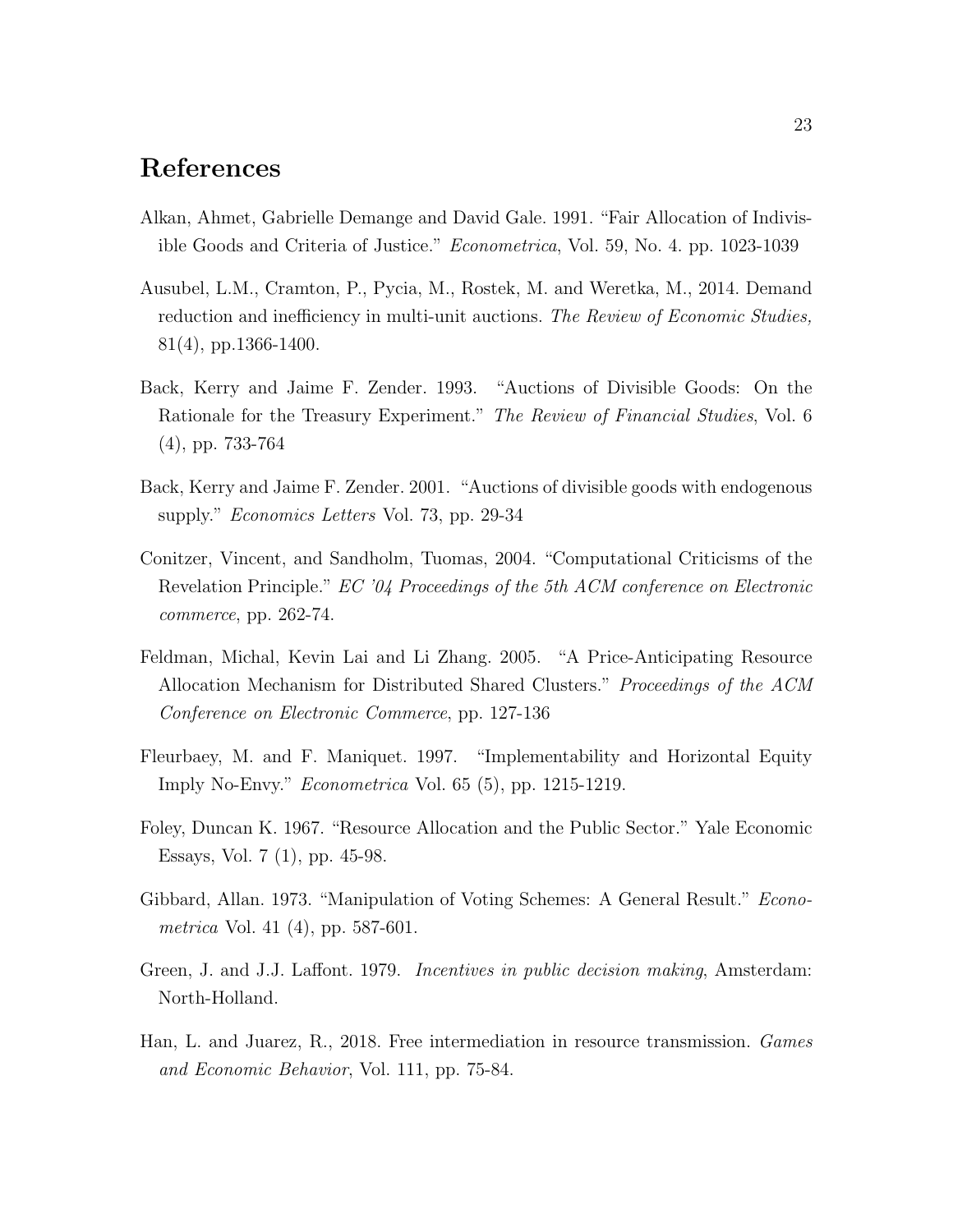# References

Alkan, Ahmet, Gabrielle Demange and David Gale. 1991. "Fair Allocation of Indivisible Goods and Criteria of Justice." *Econometrica*, Vol. 59, No. 4. pp. 1023-1039

Ausubel, L.M., Cramton, P., Pycia, M., Rostek, M. and Weretka, M., 2014. Demand reduction and inefficiency in multi-unit auctions. *The Review of Economic Studies,* 81(4), pp.1366-1400.

Back, Kerry and Jaime F. Zender. 1993. "Auctions of Divisible Goods: On the Rationale for the Treasury Experiment." *The Review of Financial Studies*, Vol. 6 (4), pp. 733-764

Back, Kerry and Jaime F. Zender. 2001. "Auctions of divisible goods with endogenous supply." *Economics Letters* Vol. 73, pp. 29-34

Conitzer, Vincent, and Sandholm, Tuomas, 2004. "Computational Criticisms of the Revelation Principle." *EC '04 Proceedings of the 5th ACM conference on Electronic commerce*, pp. 262-74.

Feldman, Michal, Kevin Lai and Li Zhang. 2005. "A Price-Anticipating Resource Allocation Mechanism for Distributed Shared Clusters." *Proceedings of the ACM Conference on Electronic Commerce*, pp. 127-136

Fleurbaey, M. and F. Maniquet. 1997. "Implementability and Horizontal Equity Imply No-Envy." *Econometrica* Vol. 65 (5), pp. 1215-1219.

Foley, Duncan K. 1967. "Resource Allocation and the Public Sector." Yale Economic Essays, Vol. 7 (1), pp. 45-98.

Gibbard, Allan. 1973. "Manipulation of Voting Schemes: A General Result." *Econometrica* Vol. 41 (4), pp. 587-601.

Green, J. and J.J. Laffont. 1979. *Incentives in public decision making*, Amsterdam: North-Holland.

Han, L. and Juarez, R., 2018. Free intermediation in resource transmission. *Games and Economic Behavior*, Vol. 111, pp. 75-84.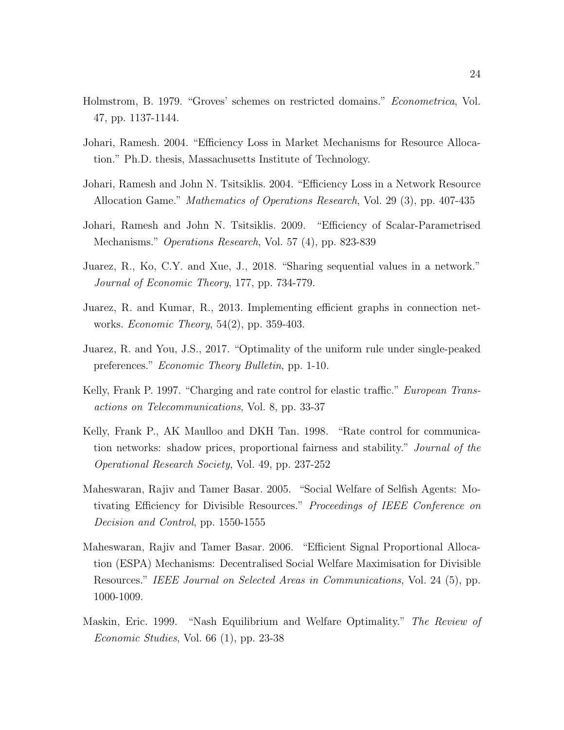Holmstrom, B. 1979. "Groves' schemes on restricted domains." *Econometrica*, Vol. 47, pp. 1137-1144.

Johari, Ramesh. 2004. "Efficiency Loss in Market Mechanisms for Resource Allocation." Ph.D. thesis, Massachusetts Institute of Technology.

Johari, Ramesh and John N. Tsitsiklis. 2004. "Efficiency Loss in a Network Resource Allocation Game." *Mathematics of Operations Research*, Vol. 29 (3), pp. 407-435

Johari, Ramesh and John N. Tsitsiklis. 2009. "Efficiency of Scalar-Parametrised Mechanisms." *Operations Research*, Vol. 57 (4), pp. 823-839

Juarez, R., Ko, C.Y. and Xue, J., 2018. "Sharing sequential values in a network." *Journal of Economic Theory*, 177, pp. 734-779.

Juarez, R. and Kumar, R., 2013. Implementing efficient graphs in connection networks. *Economic Theory*, 54(2), pp. 359-403.

Juarez, R. and You, J.S., 2017. "Optimality of the uniform rule under single-peaked preferences." *Economic Theory Bulletin*, pp. 1-10.

Kelly, Frank P. 1997. "Charging and rate control for elastic traffic." *European Transactions on Telecommunications*, Vol. 8, pp. 33-37

Kelly, Frank P., AK Maulloo and DKH Tan. 1998. "Rate control for communication networks: shadow prices, proportional fairness and stability." *Journal of the Operational Research Society*, Vol. 49, pp. 237-252

Maheswaran, Rajiv and Tamer Basar. 2005. "Social Welfare of Selfish Agents: Motivating Efficiency for Divisible Resources." *Proceedings of IEEE Conference on Decision and Control*, pp. 1550-1555

Maheswaran, Rajiv and Tamer Basar. 2006. "Efficient Signal Proportional Allocation (ESPA) Mechanisms: Decentralised Social Welfare Maximisation for Divisible Resources." *IEEE Journal on Selected Areas in Communications*, Vol. 24 (5), pp. 1000-1009.

Maskin, Eric. 1999. "Nash Equilibrium and Welfare Optimality." *The Review of Economic Studies*, Vol. 66 (1), pp. 23-38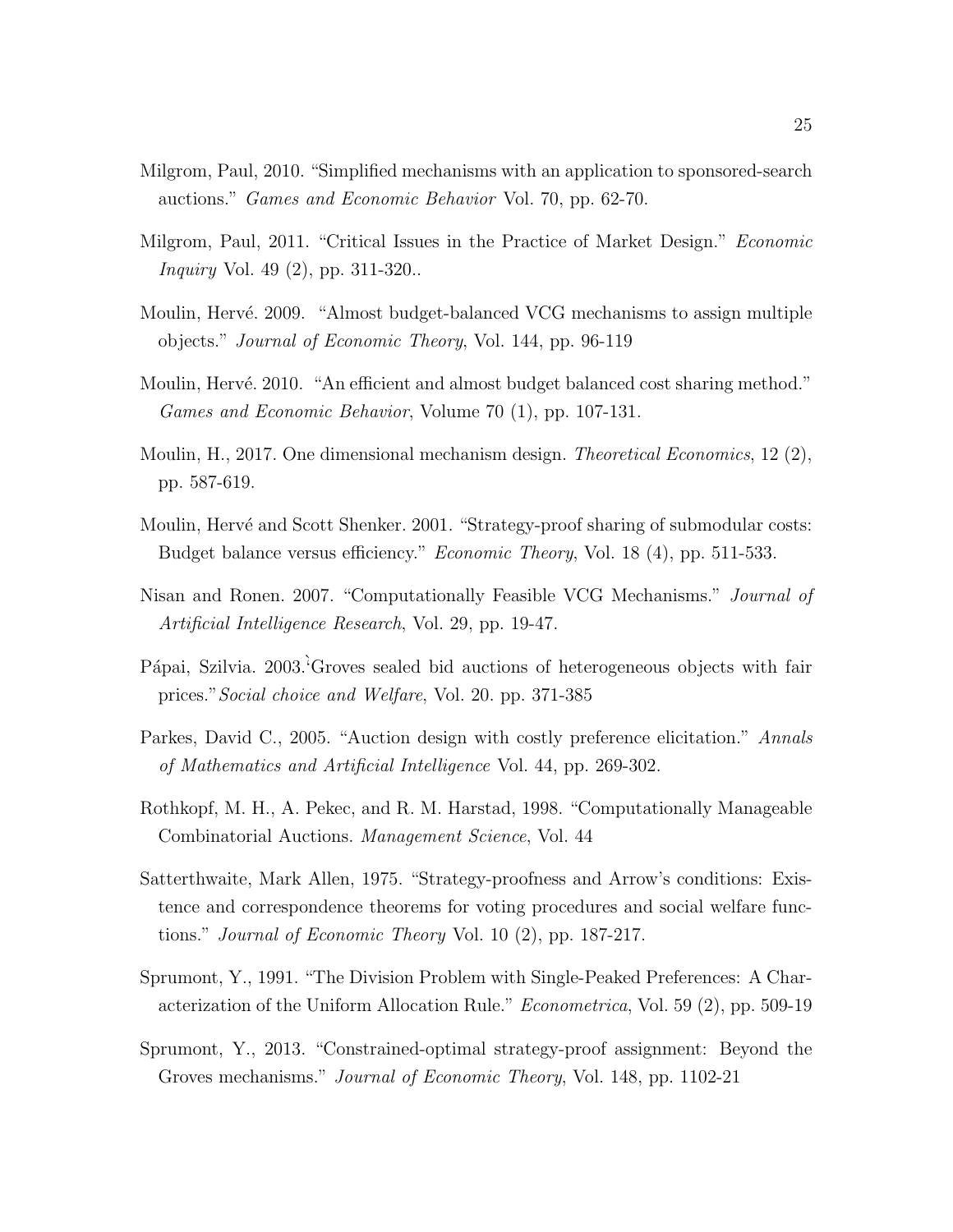Milgrom, Paul, 2010. "Simplified mechanisms with an application to sponsored-search auctions." *Games and Economic Behavior* Vol. 70, pp. 62-70.

Milgrom, Paul, 2011. "Critical Issues in the Practice of Market Design." *Economic Inquiry* Vol. 49 (2), pp. 311-320..

Moulin, Hervé. 2009. "Almost budget-balanced VCG mechanisms to assign multiple objects." *Journal of Economic Theory*, Vol. 144, pp. 96-119

Moulin, Hervé. 2010. "An efficient and almost budget balanced cost sharing method." *Games and Economic Behavior*, Volume 70 (1), pp. 107-131.

Moulin, H., 2017. One dimensional mechanism design. *Theoretical Economics*, 12 (2), pp. 587-619.

Moulin, Hervé and Scott Shenker. 2001. "Strategy-proof sharing of submodular costs: Budget balance versus efficiency." *Economic Theory*, Vol. 18 (4), pp. 511-533.

Nisan and Ronen. 2007. "Computationally Feasible VCG Mechanisms." *Journal of Artificial Intelligence Research*, Vol. 29, pp. 19-47.

Pápai, Szilvia. 2003. "Groves sealed bid auctions of heterogeneous objects with fair prices." *Social choice and Welfare*, Vol. 20. pp. 371-385

Parkes, David C., 2005. "Auction design with costly preference elicitation." *Annals of Mathematics and Artificial Intelligence* Vol. 44, pp. 269-302.

Rothkopf, M. H., A. Pekec, and R. M. Harstad, 1998. "Computationally Manageable Combinatorial Auctions. *Management Science*, Vol. 44

Satterthwaite, Mark Allen, 1975. "Strategy-proofness and Arrow's conditions: Existence and correspondence theorems for voting procedures and social welfare functions." *Journal of Economic Theory* Vol. 10 (2), pp. 187-217.

Sprumont, Y., 1991. "The Division Problem with Single-Peaked Preferences: A Characterization of the Uniform Allocation Rule." *Econometrica*, Vol. 59 (2), pp. 509-19

Sprumont, Y., 2013. "Constrained-optimal strategy-proof assignment: Beyond the Groves mechanisms." *Journal of Economic Theory*, Vol. 148, pp. 1102-21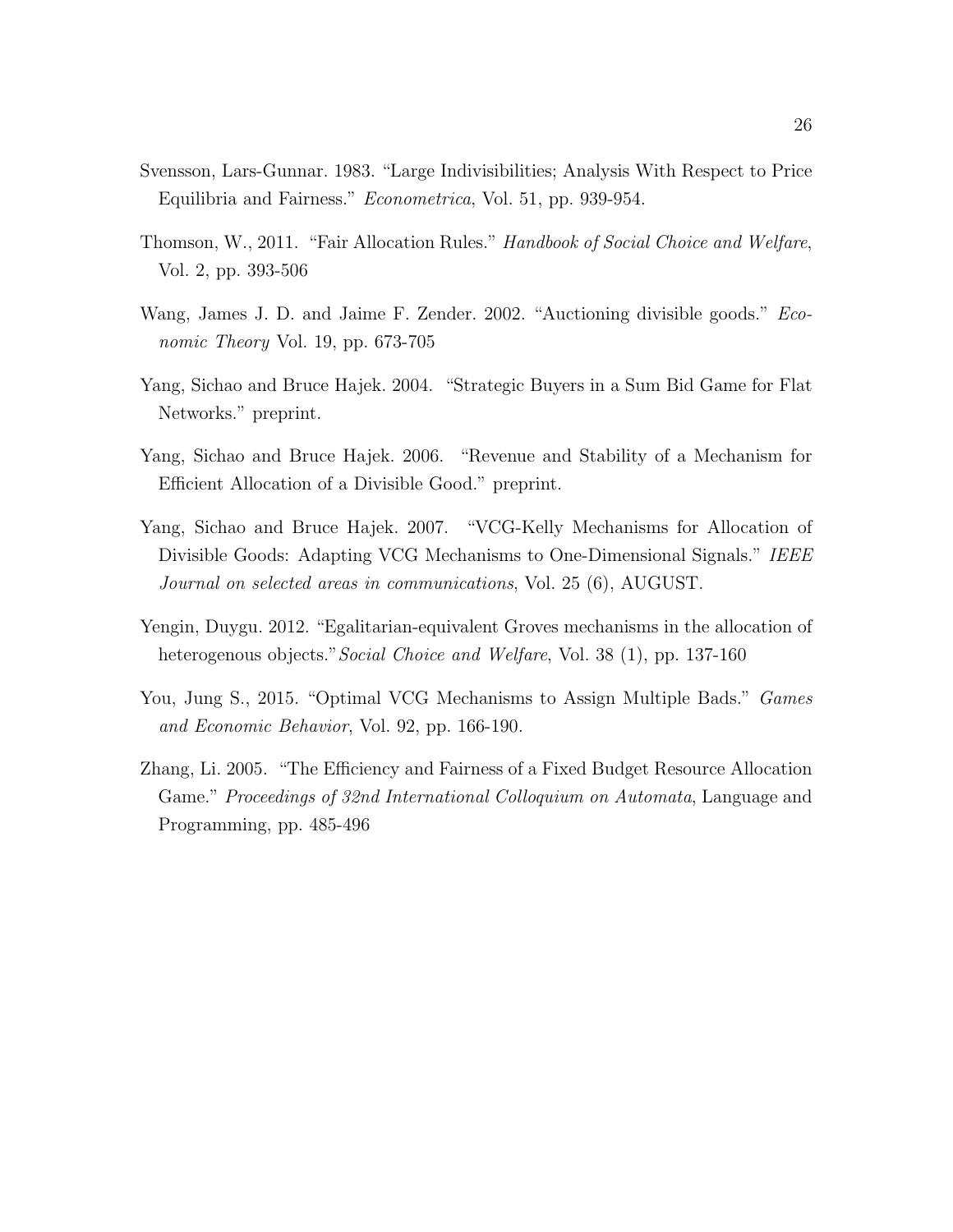Svensson, Lars-Gunnar. 1983. "Large Indivisibilities; Analysis With Respect to Price Equilibria and Fairness." *Econometrica*, Vol. 51, pp. 939-954.

Thomson, W., 2011. "Fair Allocation Rules." *Handbook of Social Choice and Welfare*, Vol. 2, pp. 393-506

Wang, James J. D. and Jaime F. Zender. 2002. "Auctioning divisible goods." *Economic Theory* Vol. 19, pp. 673-705

Yang, Sichao and Bruce Hajek. 2004. "Strategic Buyers in a Sum Bid Game for Flat Networks." preprint.

Yang, Sichao and Bruce Hajek. 2006. "Revenue and Stability of a Mechanism for Efficient Allocation of a Divisible Good." preprint.

Yang, Sichao and Bruce Hajek. 2007. "VCG-Kelly Mechanisms for Allocation of Divisible Goods: Adapting VCG Mechanisms to One-Dimensional Signals." *IEEE Journal on selected areas in communications*, Vol. 25 (6), AUGUST.

Yengin, Duygu. 2012. "Egalitarian-equivalent Groves mechanisms in the allocation of heterogenous objects."*Social Choice and Welfare*, Vol. 38 (1), pp. 137-160

You, Jung S., 2015. "Optimal VCG Mechanisms to Assign Multiple Bads." *Games and Economic Behavior*, Vol. 92, pp. 166-190.

Zhang, Li. 2005. "The Efficiency and Fairness of a Fixed Budget Resource Allocation Game." *Proceedings of 32nd International Colloquium on Automata*, Language and Programming, pp. 485-496